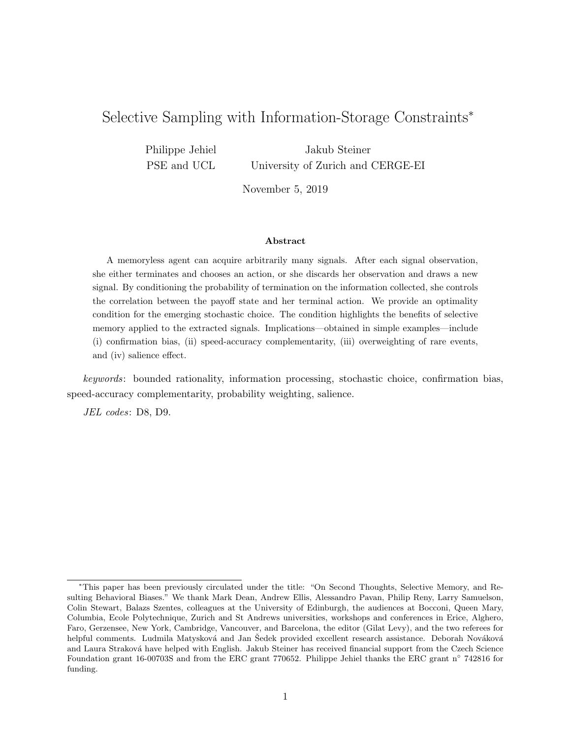# Selective Sampling with Information-Storage Constraints*

Philippe Jehiel
PSE and UCL

Jakub Steiner
University of Zurich and CERGE-EI

November 5, 2019

**Abstract**

A memoryless agent can acquire arbitrarily many signals. After each signal observation, she either terminates and chooses an action, or she discards her observation and draws a new signal. By conditioning the probability of termination on the information collected, she controls the correlation between the payoff state and her terminal action. We provide an optimality condition for the emerging stochastic choice. The condition highlights the benefits of selective memory applied to the extracted signals. Implications—obtained in simple examples—include (i) confirmation bias, (ii) speed-accuracy complementarity, (iii) overweighting of rare events, and (iv) salience effect.

*keywords*: bounded rationality, information processing, stochastic choice, confirmation bias, speed-accuracy complementarity, probability weighting, salience.

*JEL codes*: D8, D9.

---

*This paper has been previously circulated under the title: "On Second Thoughts, Selective Memory, and Resulting Behavioral Biases." We thank Mark Dean, Andrew Ellis, Alessandro Pavan, Philip Reny, Larry Samuelson, Colin Stewart, Balazs Szentes, colleagues at the University of Edinburgh, the audiences at Bocconi, Queen Mary, Columbia, Ecole Polytechnique, Zurich and St Andrews universities, workshops and conferences in Erice, Alghero, Faro, Gerzensee, New York, Cambridge, Vancouver, and Barcelona, the editor (Gilat Levy), and the two referees for helpful comments. Ludmila Matysková and Jan Šedek provided excellent research assistance. Deborah Nováková and Laura Straková have helped with English. Jakub Steiner has received financial support from the Czech Science Foundation grant 16-00703S and from the ERC grant 770652. Philippe Jehiel thanks the ERC grant n° 742816 for funding.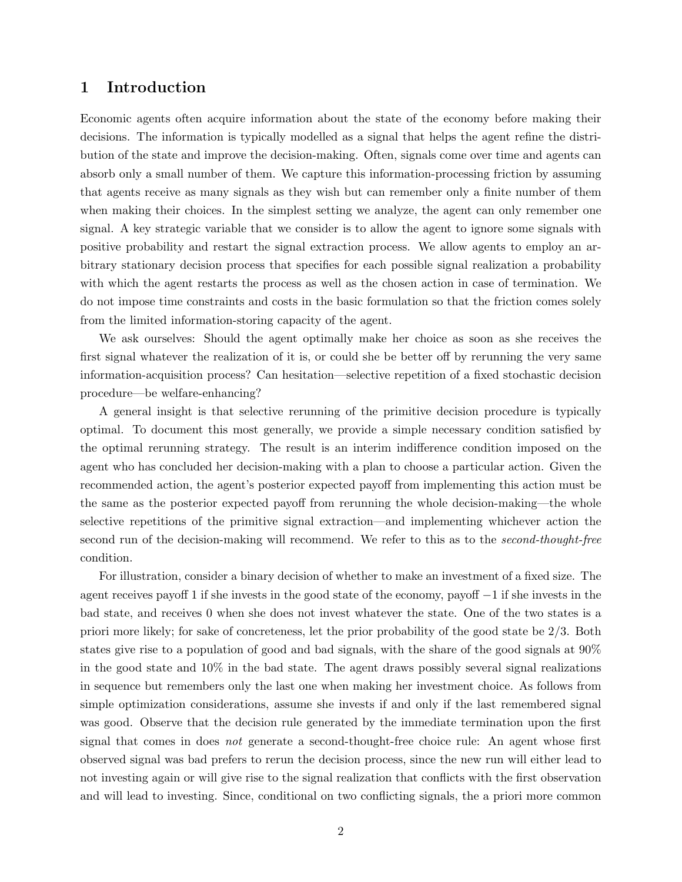# 1 Introduction

Economic agents often acquire information about the state of the economy before making their decisions. The information is typically modelled as a signal that helps the agent refine the distribution of the state and improve the decision-making. Often, signals come over time and agents can absorb only a small number of them. We capture this information-processing friction by assuming that agents receive as many signals as they wish but can remember only a finite number of them when making their choices. In the simplest setting we analyze, the agent can only remember one signal. A key strategic variable that we consider is to allow the agent to ignore some signals with positive probability and restart the signal extraction process. We allow agents to employ an arbitrary stationary decision process that specifies for each possible signal realization a probability with which the agent restarts the process as well as the chosen action in case of termination. We do not impose time constraints and costs in the basic formulation so that the friction comes solely from the limited information-storing capacity of the agent.

We ask ourselves: Should the agent optimally make her choice as soon as she receives the first signal whatever the realization of it is, or could she be better off by rerunning the very same information-acquisition process? Can hesitation—selective repetition of a fixed stochastic decision procedure—be welfare-enhancing?

A general insight is that selective rerunning of the primitive decision procedure is typically optimal. To document this most generally, we provide a simple necessary condition satisfied by the optimal rerunning strategy. The result is an interim indifference condition imposed on the agent who has concluded her decision-making with a plan to choose a particular action. Given the recommended action, the agent's posterior expected payoff from implementing this action must be the same as the posterior expected payoff from rerunning the whole decision-making—the whole selective repetitions of the primitive signal extraction—and implementing whichever action the second run of the decision-making will recommend. We refer to this as to the *second-thought-free* condition.

For illustration, consider a binary decision of whether to make an investment of a fixed size. The agent receives payoff 1 if she invests in the good state of the economy, payoff $-1$ if she invests in the bad state, and receives 0 when she does not invest whatever the state. One of the two states is a priori more likely; for sake of concreteness, let the prior probability of the good state be $2/3$. Both states give rise to a population of good and bad signals, with the share of the good signals at 90% in the good state and 10% in the bad state. The agent draws possibly several signal realizations in sequence but remembers only the last one when making her investment choice. As follows from simple optimization considerations, assume she invests if and only if the last remembered signal was good. Observe that the decision rule generated by the immediate termination upon the first signal that comes in does *not* generate a second-thought-free choice rule: An agent whose first observed signal was bad prefers to rerun the decision process, since the new run will either lead to not investing again or will give rise to the signal realization that conflicts with the first observation and will lead to investing. Since, conditional on two conflicting signals, the a priori more common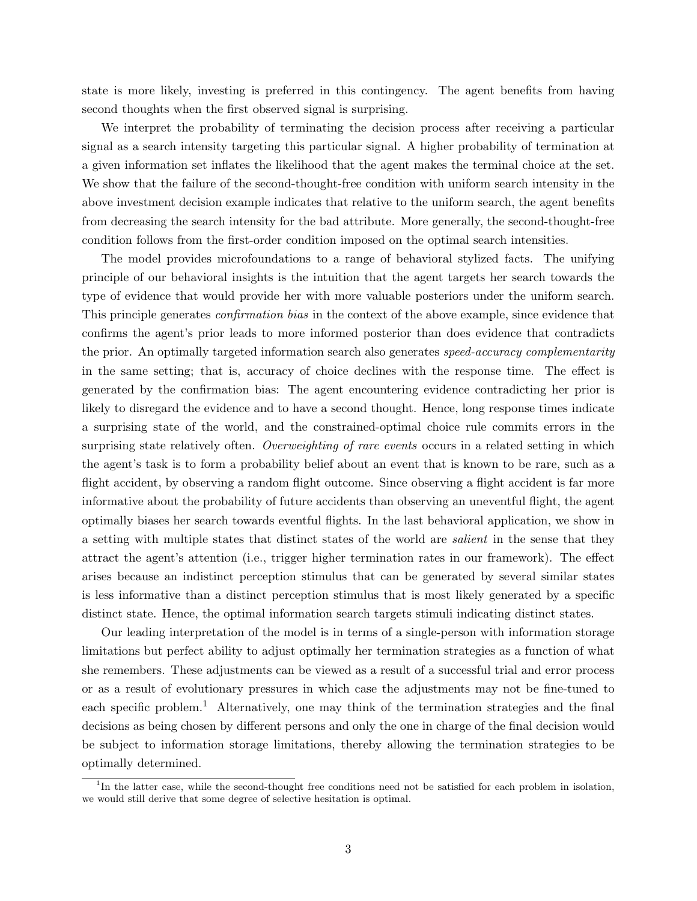state is more likely, investing is preferred in this contingency. The agent benefits from having second thoughts when the first observed signal is surprising.

We interpret the probability of terminating the decision process after receiving a particular signal as a search intensity targeting this particular signal. A higher probability of termination at a given information set inflates the likelihood that the agent makes the terminal choice at the set. We show that the failure of the second-thought-free condition with uniform search intensity in the above investment decision example indicates that relative to the uniform search, the agent benefits from decreasing the search intensity for the bad attribute. More generally, the second-thought-free condition follows from the first-order condition imposed on the optimal search intensities.

The model provides microfoundations to a range of behavioral stylized facts. The unifying principle of our behavioral insights is the intuition that the agent targets her search towards the type of evidence that would provide her with more valuable posteriors under the uniform search. This principle generates *confirmation bias* in the context of the above example, since evidence that confirms the agent's prior leads to more informed posterior than does evidence that contradicts the prior. An optimally targeted information search also generates *speed-accuracy complementarity* in the same setting; that is, accuracy of choice declines with the response time. The effect is generated by the confirmation bias: The agent encountering evidence contradicting her prior is likely to disregard the evidence and to have a second thought. Hence, long response times indicate a surprising state of the world, and the constrained-optimal choice rule commits errors in the surprising state relatively often. *Overweighting of rare events* occurs in a related setting in which the agent's task is to form a probability belief about an event that is known to be rare, such as a flight accident, by observing a random flight outcome. Since observing a flight accident is far more informative about the probability of future accidents than observing an uneventful flight, the agent optimally biases her search towards eventful flights. In the last behavioral application, we show in a setting with multiple states that distinct states of the world are *salient* in the sense that they attract the agent's attention (i.e., trigger higher termination rates in our framework). The effect arises because an indistinct perception stimulus that can be generated by several similar states is less informative than a distinct perception stimulus that is most likely generated by a specific distinct state. Hence, the optimal information search targets stimuli indicating distinct states.

Our leading interpretation of the model is in terms of a single-person with information storage limitations but perfect ability to adjust optimally her termination strategies as a function of what she remembers. These adjustments can be viewed as a result of a successful trial and error process or as a result of evolutionary pressures in which case the adjustments may not be fine-tuned to each specific problem.[1] Alternatively, one may think of the termination strategies and the final decisions as being chosen by different persons and only the one in charge of the final decision would be subject to information storage limitations, thereby allowing the termination strategies to be optimally determined.

[1] In the latter case, while the second-thought free conditions need not be satisfied for each problem in isolation, we would still derive that some degree of selective hesitation is optimal.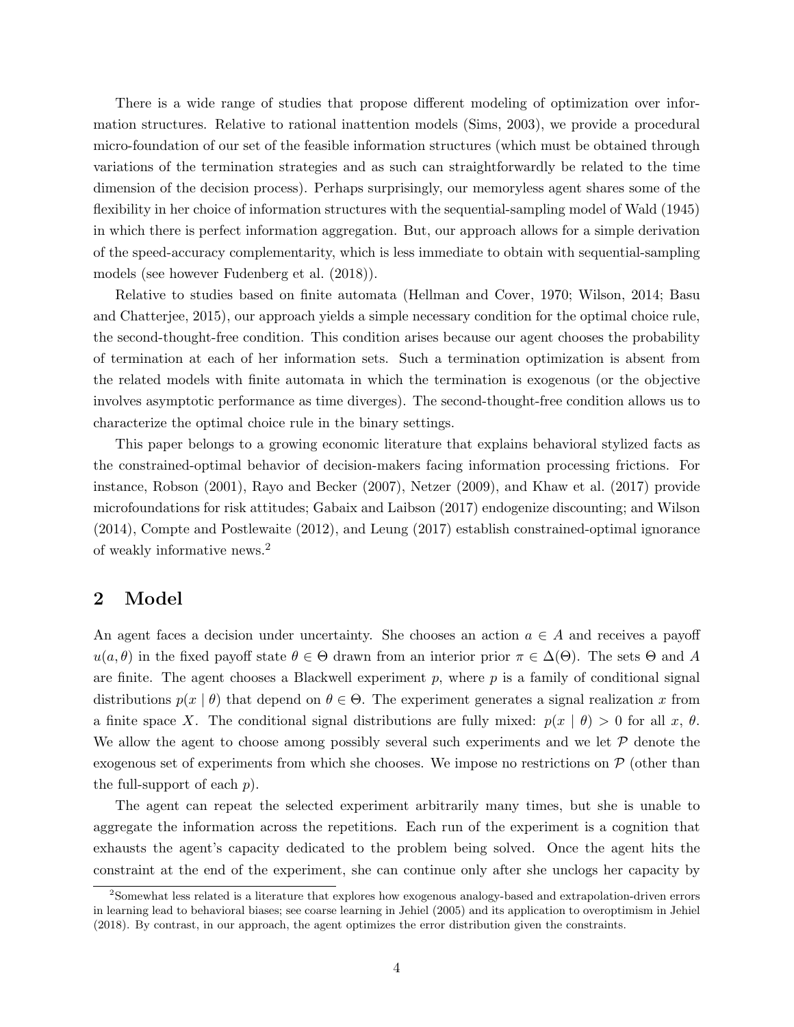There is a wide range of studies that propose different modeling of optimization over information structures. Relative to rational inattention models (Sims, 2003), we provide a procedural micro-foundation of our set of the feasible information structures (which must be obtained through variations of the termination strategies and as such can straightforwardly be related to the time dimension of the decision process). Perhaps surprisingly, our memoryless agent shares some of the flexibility in her choice of information structures with the sequential-sampling model of Wald (1945) in which there is perfect information aggregation. But, our approach allows for a simple derivation of the speed-accuracy complementarity, which is less immediate to obtain with sequential-sampling models (see however Fudenberg et al. (2018)).

Relative to studies based on finite automata (Hellman and Cover, 1970; Wilson, 2014; Basu and Chatterjee, 2015), our approach yields a simple necessary condition for the optimal choice rule, the second-thought-free condition. This condition arises because our agent chooses the probability of termination at each of her information sets. Such a termination optimization is absent from the related models with finite automata in which the termination is exogenous (or the objective involves asymptotic performance as time diverges). The second-thought-free condition allows us to characterize the optimal choice rule in the binary settings.

This paper belongs to a growing economic literature that explains behavioral stylized facts as the constrained-optimal behavior of decision-makers facing information processing frictions. For instance, Robson (2001), Rayo and Becker (2007), Netzer (2009), and Khaw et al. (2017) provide microfoundations for risk attitudes; Gabaix and Laibson (2017) endogenize discounting; and Wilson (2014), Compte and Postlewaite (2012), and Leung (2017) establish constrained-optimal ignorance of weakly informative news.[2]

## 2 Model

An agent faces a decision under uncertainty. She chooses an action $a \in A$ and receives a payoff $u(a, \theta)$ in the fixed payoff state $\theta \in \Theta$ drawn from an interior prior $\pi \in \Delta(\Theta)$. The sets $\Theta$ and $A$ are finite. The agent chooses a Blackwell experiment $p$, where $p$ is a family of conditional signal distributions $p(x \mid \theta)$ that depend on $\theta \in \Theta$. The experiment generates a signal realization $x$ from a finite space $X$. The conditional signal distributions are fully mixed: $p(x \mid \theta) > 0$ for all $x$, $\theta$. We allow the agent to choose among possibly several such experiments and we let $\mathcal{P}$ denote the exogenous set of experiments from which she chooses. We impose no restrictions on $\mathcal{P}$ (other than the full-support of each $p$).

The agent can repeat the selected experiment arbitrarily many times, but she is unable to aggregate the information across the repetitions. Each run of the experiment is a cognition that exhausts the agent's capacity dedicated to the problem being solved. Once the agent hits the constraint at the end of the experiment, she can continue only after she unclogs her capacity by

[2] Somewhat less related is a literature that explores how exogenous analogy-based and extrapolation-driven errors in learning lead to behavioral biases; see coarse learning in Jehiel (2005) and its application to overoptimism in Jehiel (2018). By contrast, in our approach, the agent optimizes the error distribution given the constraints.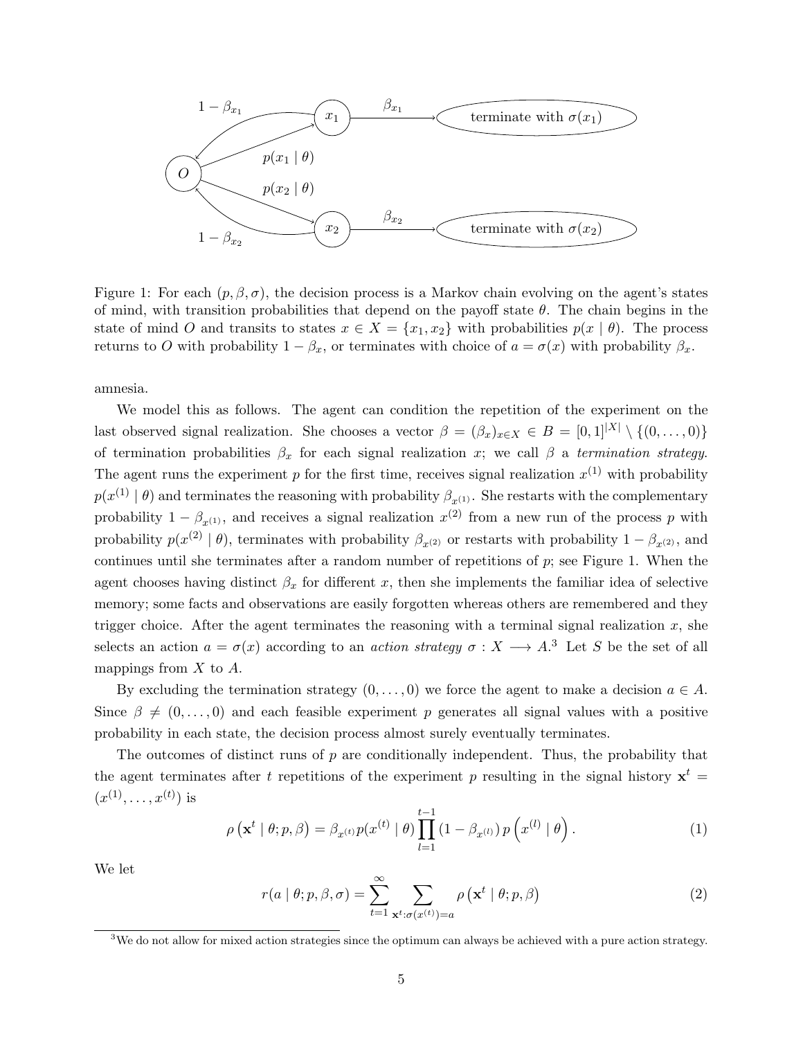Figure 1: For each $(p, \beta, \sigma)$, the decision process is a Markov chain evolving on the agent's states of mind, with transition probabilities that depend on the payoff state $\theta$. The chain begins in the state of mind $O$ and transits to states $x \in X = \{x_1, x_2\}$ with probabilities $p(x \mid \theta)$. The process returns to $O$ with probability $1 - \beta_x$, or terminates with choice of $a = \sigma(x)$ with probability $\beta_x$.

amnesia.

We model this as follows. The agent can condition the repetition of the experiment on the last observed signal realization. She chooses a vector $\beta = (\beta_x)_{x \in X} \in B = [0,1]^{|X|} \setminus \{(0, \ldots, 0)\}$ of termination probabilities $\beta_x$ for each signal realization $x$; we call $\beta$ a *termination strategy*. The agent runs the experiment $p$ for the first time, receives signal realization $x^{(1)}$ with probability $p(x^{(1)} \mid \theta)$ and terminates the reasoning with probability $\beta_{x^{(1)}}$. She restarts with the complementary probability $1 - \beta_{x^{(1)}}$, and receives a signal realization $x^{(2)}$ from a new run of the process $p$ with probability $p(x^{(2)} \mid \theta)$, terminates with probability $\beta_{x^{(2)}}$ or restarts with probability $1 - \beta_{x^{(2)}}$, and continues until she terminates after a random number of repetitions of $p$; see Figure 1. When the agent chooses having distinct $\beta_x$ for different $x$, then she implements the familiar idea of selective memory; some facts and observations are easily forgotten whereas others are remembered and they trigger choice. After the agent terminates the reasoning with a terminal signal realization $x$, she selects an action $a = \sigma(x)$ according to an *action strategy* $\sigma : X \longrightarrow A$.[3] Let $S$ be the set of all mappings from $X$ to $A$.

By excluding the termination strategy $(0, \ldots, 0)$ we force the agent to make a decision $a \in A$. Since $\beta \neq (0, \ldots, 0)$ and each feasible experiment $p$ generates all signal values with a positive probability in each state, the decision process almost surely eventually terminates.

The outcomes of distinct runs of $p$ are conditionally independent. Thus, the probability that the agent terminates after $t$ repetitions of the experiment $p$ resulting in the signal history $\mathbf{x}^t = (x^{(1)}, \ldots, x^{(t)})$ is

$$\rho\left(\mathbf{x}^t \mid \theta; p, \beta\right) = \beta_{x^{(t)}} p(x^{(t)} \mid \theta) \prod_{l=1}^{t-1} (1 - \beta_{x^{(l)}})\, p\left(x^{(l)} \mid \theta\right). \tag{1}$$

We let

$$r(a \mid \theta; p, \beta, \sigma) = \sum_{t=1}^{\infty} \sum_{\mathbf{x}^t : \sigma(x^{(t)}) = a} \rho\left(\mathbf{x}^t \mid \theta; p, \beta\right) \tag{2}$$

[3] We do not allow for mixed action strategies since the optimum can always be achieved with a pure action strategy.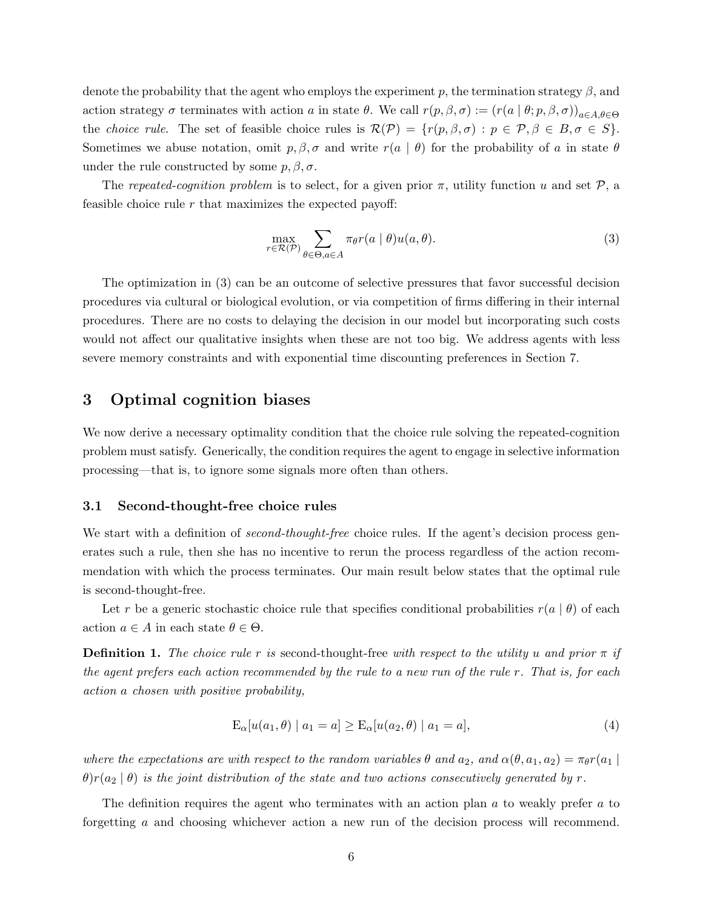denote the probability that the agent who employs the experiment $p$, the termination strategy $\beta$, and action strategy $\sigma$ terminates with action $a$ in state $\theta$. We call $r(p,\beta,\sigma) := (r(a \mid \theta; p,\beta,\sigma))_{a\in A,\theta\in\Theta}$ the *choice rule*. The set of feasible choice rules is $\mathcal{R}(\mathcal{P}) = \{r(p,\beta,\sigma) : p \in \mathcal{P}, \beta \in B, \sigma \in S\}$. Sometimes we abuse notation, omit $p,\beta,\sigma$ and write $r(a \mid \theta)$ for the probability of $a$ in state $\theta$ under the rule constructed by some $p,\beta,\sigma$.

The *repeated-cognition problem* is to select, for a given prior $\pi$, utility function $u$ and set $\mathcal{P}$, a feasible choice rule $r$ that maximizes the expected payoff:

$$\max_{r\in\mathcal{R}(\mathcal{P})} \sum_{\theta\in\Theta, a\in A} \pi_\theta r(a \mid \theta) u(a,\theta). \tag{3}$$

The optimization in (3) can be an outcome of selective pressures that favor successful decision procedures via cultural or biological evolution, or via competition of firms differing in their internal procedures. There are no costs to delaying the decision in our model but incorporating such costs would not affect our qualitative insights when these are not too big. We address agents with less severe memory constraints and with exponential time discounting preferences in Section 7.

# 3 Optimal cognition biases

We now derive a necessary optimality condition that the choice rule solving the repeated-cognition problem must satisfy. Generically, the condition requires the agent to engage in selective information processing—that is, to ignore some signals more often than others.

## 3.1 Second-thought-free choice rules

We start with a definition of *second-thought-free* choice rules. If the agent's decision process generates such a rule, then she has no incentive to rerun the process regardless of the action recommendation with which the process terminates. Our main result below states that the optimal rule is second-thought-free.

Let $r$ be a generic stochastic choice rule that specifies conditional probabilities $r(a \mid \theta)$ of each action $a \in A$ in each state $\theta \in \Theta$.

**Definition 1.** *The choice rule $r$ is* second-thought-free *with respect to the utility $u$ and prior $\pi$ if the agent prefers each action recommended by the rule to a new run of the rule $r$. That is, for each action $a$ chosen with positive probability,*

$$\mathrm{E}_\alpha[u(a_1,\theta) \mid a_1 = a] \geq \mathrm{E}_\alpha[u(a_2,\theta) \mid a_1 = a], \tag{4}$$

*where the expectations are with respect to the random variables $\theta$ and $a_2$, and $\alpha(\theta,a_1,a_2) = \pi_\theta r(a_1 \mid \theta) r(a_2 \mid \theta)$ is the joint distribution of the state and two actions consecutively generated by $r$.*

The definition requires the agent who terminates with an action plan $a$ to weakly prefer $a$ to forgetting $a$ and choosing whichever action a new run of the decision process will recommend.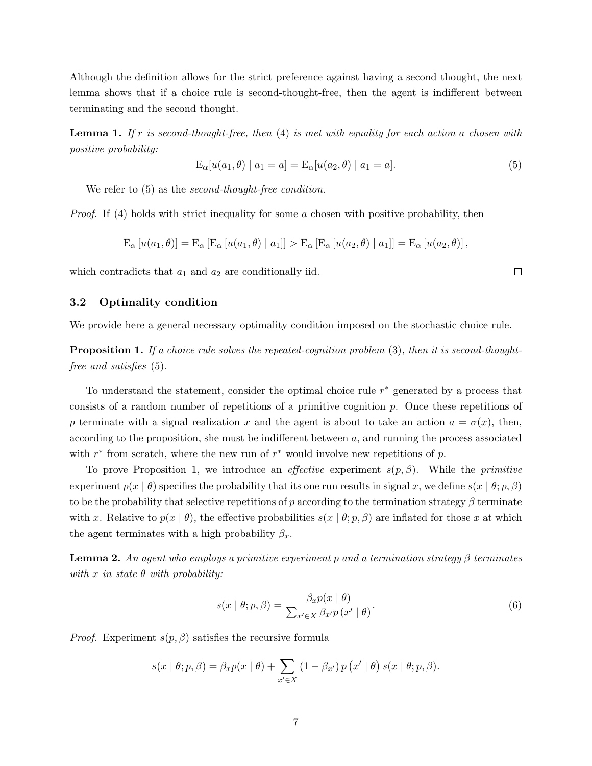Although the definition allows for the strict preference against having a second thought, the next lemma shows that if a choice rule is second-thought-free, then the agent is indifferent between terminating and the second thought.

**Lemma 1.** *If $r$ is second-thought-free, then* (4) *is met with equality for each action $a$ chosen with positive probability:*

$$\mathrm{E}_\alpha[u(a_1, \theta) \mid a_1 = a] = \mathrm{E}_\alpha[u(a_2, \theta) \mid a_1 = a]. \tag{5}$$

We refer to (5) as the *second-thought-free condition*.

*Proof.* If (4) holds with strict inequality for some $a$ chosen with positive probability, then

$$\mathrm{E}_\alpha\left[u(a_1, \theta)\right] = \mathrm{E}_\alpha\left[\mathrm{E}_\alpha\left[u(a_1, \theta) \mid a_1\right]\right] > \mathrm{E}_\alpha\left[\mathrm{E}_\alpha\left[u(a_2, \theta) \mid a_1\right]\right] = \mathrm{E}_\alpha\left[u(a_2, \theta)\right],$$

which contradicts that $a_1$ and $a_2$ are conditionally iid. $\square$

### 3.2 Optimality condition

We provide here a general necessary optimality condition imposed on the stochastic choice rule.

**Proposition 1.** *If a choice rule solves the repeated-cognition problem* (3)*, then it is second-thought-free and satisfies* (5).

To understand the statement, consider the optimal choice rule $r^*$ generated by a process that consists of a random number of repetitions of a primitive cognition $p$. Once these repetitions of $p$ terminate with a signal realization $x$ and the agent is about to take an action $a = \sigma(x)$, then, according to the proposition, she must be indifferent between $a$, and running the process associated with $r^*$ from scratch, where the new run of $r^*$ would involve new repetitions of $p$.

To prove Proposition 1, we introduce an *effective* experiment $s(p, \beta)$. While the *primitive* experiment $p(x \mid \theta)$ specifies the probability that its one run results in signal $x$, we define $s(x \mid \theta; p, \beta)$ to be the probability that selective repetitions of $p$ according to the termination strategy $\beta$ terminate with $x$. Relative to $p(x \mid \theta)$, the effective probabilities $s(x \mid \theta; p, \beta)$ are inflated for those $x$ at which the agent terminates with a high probability $\beta_x$.

**Lemma 2.** *An agent who employs a primitive experiment $p$ and a termination strategy $\beta$ terminates with $x$ in state $\theta$ with probability:*

$$s(x \mid \theta; p, \beta) = \frac{\beta_x p(x \mid \theta)}{\sum_{x' \in X} \beta_{x'} p\left(x' \mid \theta\right)}. \tag{6}$$

*Proof.* Experiment $s(p, \beta)$ satisfies the recursive formula

$$s(x \mid \theta; p, \beta) = \beta_x p(x \mid \theta) + \sum_{x' \in X} \left(1 - \beta_{x'}\right) p\left(x' \mid \theta\right) s(x \mid \theta; p, \beta).$$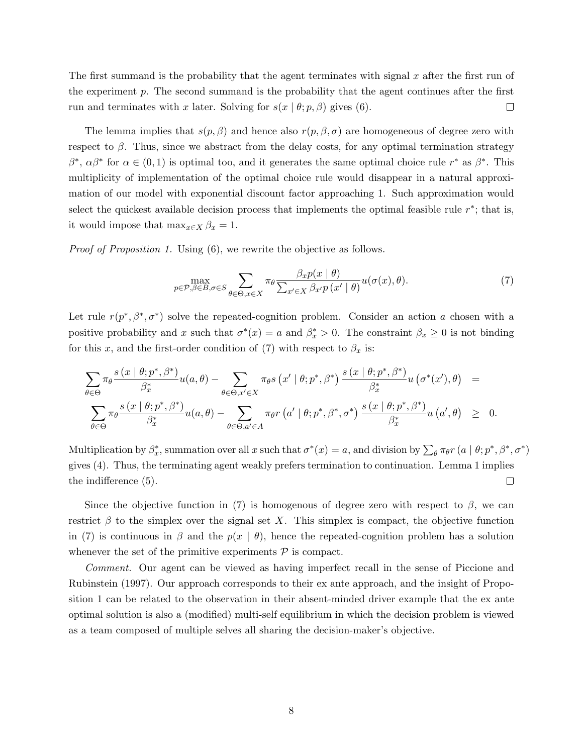The first summand is the probability that the agent terminates with signal $x$ after the first run of the experiment $p$. The second summand is the probability that the agent continues after the first run and terminates with $x$ later. Solving for $s(x \mid \theta; p, \beta)$ gives (6). $\square$

The lemma implies that $s(p, \beta)$ and hence also $r(p, \beta, \sigma)$ are homogeneous of degree zero with respect to $\beta$. Thus, since we abstract from the delay costs, for any optimal termination strategy $\beta^*$, $\alpha\beta^*$ for $\alpha \in (0, 1)$ is optimal too, and it generates the same optimal choice rule $r^*$ as $\beta^*$. This multiplicity of implementation of the optimal choice rule would disappear in a natural approximation of our model with exponential discount factor approaching 1. Such approximation would select the quickest available decision process that implements the optimal feasible rule $r^*$; that is, it would impose that $\max_{x \in X} \beta_x = 1$.

*Proof of Proposition 1.* Using (6), we rewrite the objective as follows.

$$\max_{p \in \mathcal{P}, \beta \in B, \sigma \in S} \sum_{\theta \in \Theta, x \in X} \pi_\theta \frac{\beta_x p(x \mid \theta)}{\sum_{x' \in X} \beta_{x'} p(x' \mid \theta)} u(\sigma(x), \theta). \tag{7}$$

Let rule $r(p^*, \beta^*, \sigma^*)$ solve the repeated-cognition problem. Consider an action $a$ chosen with a positive probability and $x$ such that $\sigma^*(x) = a$ and $\beta_x^* > 0$. The constraint $\beta_x \geq 0$ is not binding for this $x$, and the first-order condition of (7) with respect to $\beta_x$ is:

$$\begin{aligned}
\sum_{\theta \in \Theta} \pi_\theta \frac{s(x \mid \theta; p^*, \beta^*)}{\beta_x^*} u(a, \theta) - \sum_{\theta \in \Theta, x' \in X} \pi_\theta s(x' \mid \theta; p^*, \beta^*) \frac{s(x \mid \theta; p^*, \beta^*)}{\beta_x^*} u(\sigma^*(x'), \theta) &= \\
\sum_{\theta \in \Theta} \pi_\theta \frac{s(x \mid \theta; p^*, \beta^*)}{\beta_x^*} u(a, \theta) - \sum_{\theta \in \Theta, a' \in A} \pi_\theta r(a' \mid \theta; p^*, \beta^*, \sigma^*) \frac{s(x \mid \theta; p^*, \beta^*)}{\beta_x^*} u(a', \theta) &\geq 0.
\end{aligned}$$

Multiplication by $\beta_x^*$, summation over all $x$ such that $\sigma^*(x) = a$, and division by $\sum_\theta \pi_\theta r(a \mid \theta; p^*, \beta^*, \sigma^*)$ gives (4). Thus, the terminating agent weakly prefers termination to continuation. Lemma 1 implies the indifference (5). $\square$

Since the objective function in (7) is homogenous of degree zero with respect to $\beta$, we can restrict $\beta$ to the simplex over the signal set $X$. This simplex is compact, the objective function in (7) is continuous in $\beta$ and the $p(x \mid \theta)$, hence the repeated-cognition problem has a solution whenever the set of the primitive experiments $\mathcal{P}$ is compact.

*Comment.* Our agent can be viewed as having imperfect recall in the sense of Piccione and Rubinstein (1997). Our approach corresponds to their ex ante approach, and the insight of Proposition 1 can be related to the observation in their absent-minded driver example that the ex ante optimal solution is also a (modified) multi-self equilibrium in which the decision problem is viewed as a team composed of multiple selves all sharing the decision-maker's objective.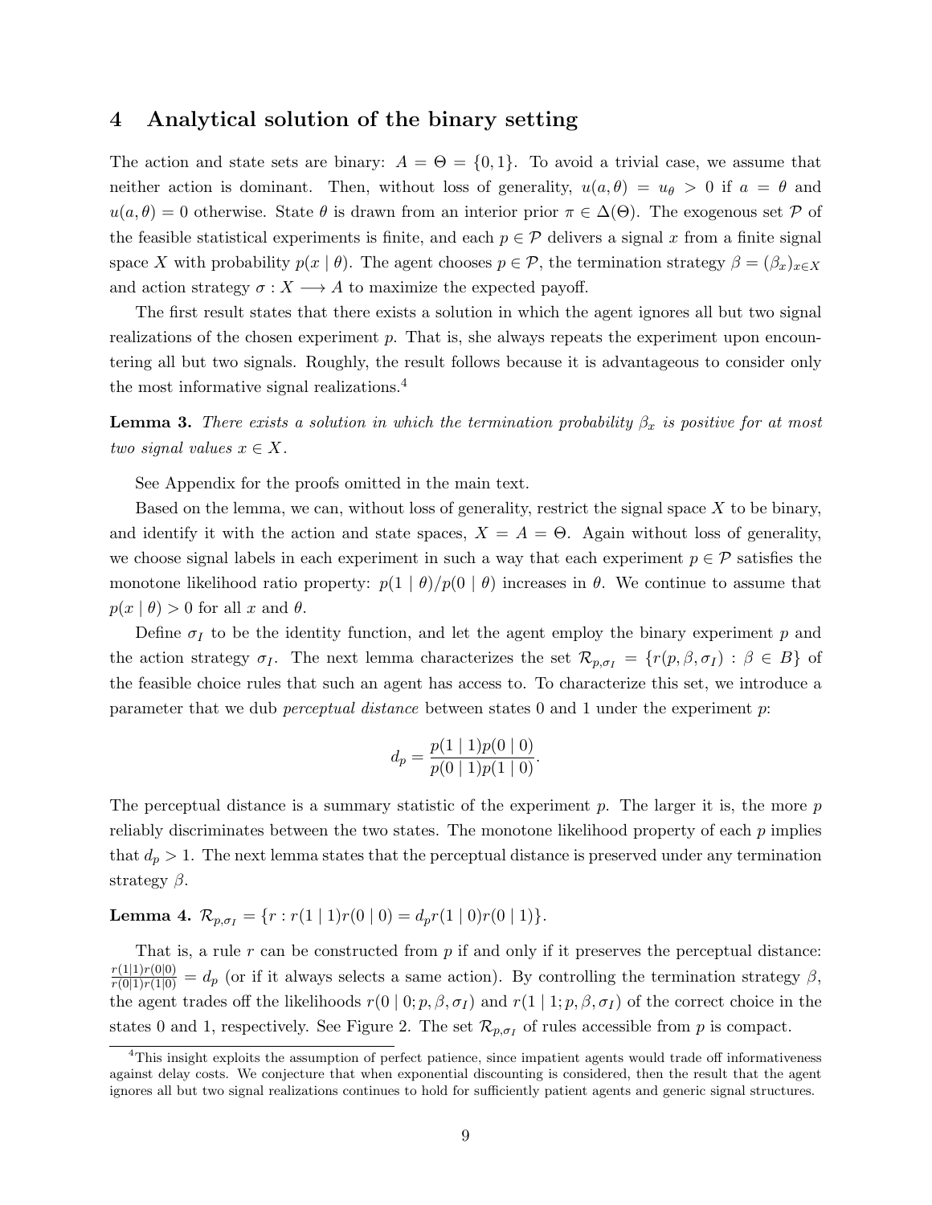## 4 Analytical solution of the binary setting

The action and state sets are binary: $A = \Theta = \{0, 1\}$. To avoid a trivial case, we assume that neither action is dominant. Then, without loss of generality, $u(a, \theta) = u_\theta > 0$ if $a = \theta$ and $u(a, \theta) = 0$ otherwise. State $\theta$ is drawn from an interior prior $\pi \in \Delta(\Theta)$. The exogenous set $\mathcal{P}$ of the feasible statistical experiments is finite, and each $p \in \mathcal{P}$ delivers a signal $x$ from a finite signal space $X$ with probability $p(x \mid \theta)$. The agent chooses $p \in \mathcal{P}$, the termination strategy $\beta = (\beta_x)_{x \in X}$ and action strategy $\sigma : X \longrightarrow A$ to maximize the expected payoff.

The first result states that there exists a solution in which the agent ignores all but two signal realizations of the chosen experiment $p$. That is, she always repeats the experiment upon encountering all but two signals. Roughly, the result follows because it is advantageous to consider only the most informative signal realizations.[4]

**Lemma 3.** *There exists a solution in which the termination probability $\beta_x$ is positive for at most two signal values $x \in X$.*

See Appendix for the proofs omitted in the main text.

Based on the lemma, we can, without loss of generality, restrict the signal space $X$ to be binary, and identify it with the action and state spaces, $X = A = \Theta$. Again without loss of generality, we choose signal labels in each experiment in such a way that each experiment $p \in \mathcal{P}$ satisfies the monotone likelihood ratio property: $p(1 \mid \theta)/p(0 \mid \theta)$ increases in $\theta$. We continue to assume that $p(x \mid \theta) > 0$ for all $x$ and $\theta$.

Define $\sigma_I$ to be the identity function, and let the agent employ the binary experiment $p$ and the action strategy $\sigma_I$. The next lemma characterizes the set $\mathcal{R}_{p,\sigma_I} = \{r(p, \beta, \sigma_I) : \beta \in B\}$ of the feasible choice rules that such an agent has access to. To characterize this set, we introduce a parameter that we dub *perceptual distance* between states 0 and 1 under the experiment $p$:

$$d_p = \frac{p(1 \mid 1)p(0 \mid 0)}{p(0 \mid 1)p(1 \mid 0)}.$$

The perceptual distance is a summary statistic of the experiment $p$. The larger it is, the more $p$ reliably discriminates between the two states. The monotone likelihood property of each $p$ implies that $d_p > 1$. The next lemma states that the perceptual distance is preserved under any termination strategy $\beta$.

**Lemma 4.** $\mathcal{R}_{p,\sigma_I} = \{r : r(1 \mid 1)r(0 \mid 0) = d_p r(1 \mid 0)r(0 \mid 1)\}$.

That is, a rule $r$ can be constructed from $p$ if and only if it preserves the perceptual distance: $\frac{r(1|1)r(0|0)}{r(0|1)r(1|0)} = d_p$ (or if it always selects a same action). By controlling the termination strategy $\beta$, the agent trades off the likelihoods $r(0 \mid 0; p, \beta, \sigma_I)$ and $r(1 \mid 1; p, \beta, \sigma_I)$ of the correct choice in the states 0 and 1, respectively. See Figure 2. The set $\mathcal{R}_{p,\sigma_I}$ of rules accessible from $p$ is compact.

[4] This insight exploits the assumption of perfect patience, since impatient agents would trade off informativeness against delay costs. We conjecture that when exponential discounting is considered, then the result that the agent ignores all but two signal realizations continues to hold for sufficiently patient agents and generic signal structures.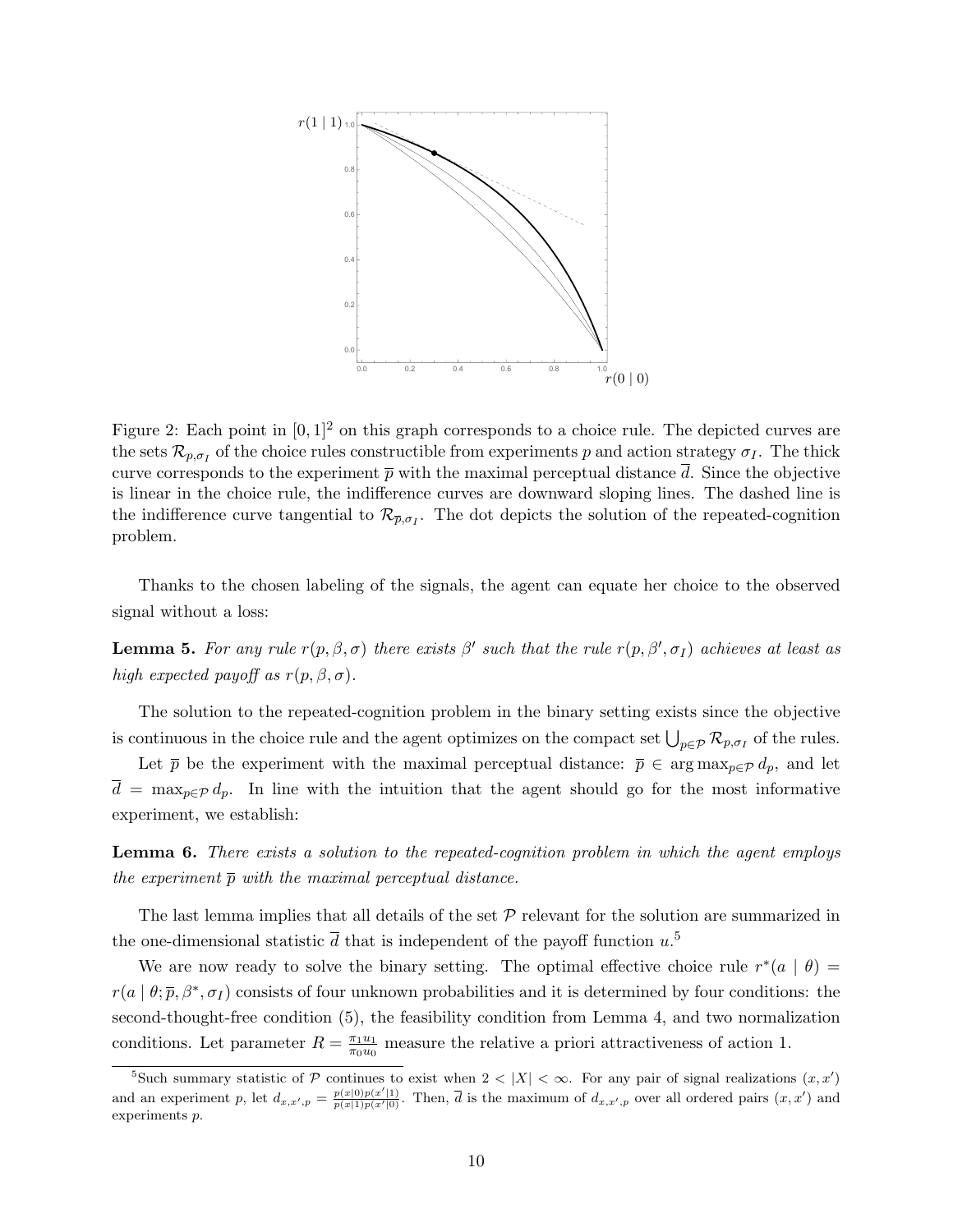Figure 2: Each point in $[0,1]^2$ on this graph corresponds to a choice rule. The depicted curves are the sets $\mathcal{R}_{p,\sigma_I}$ of the choice rules constructible from experiments $p$ and action strategy $\sigma_I$. The thick curve corresponds to the experiment $\overline{p}$ with the maximal perceptual distance $\overline{d}$. Since the objective is linear in the choice rule, the indifference curves are downward sloping lines. The dashed line is the indifference curve tangential to $\mathcal{R}_{\overline{p},\sigma_I}$. The dot depicts the solution of the repeated-cognition problem.

Thanks to the chosen labeling of the signals, the agent can equate her choice to the observed signal without a loss:

**Lemma 5.** *For any rule $r(p, \beta, \sigma)$ there exists $\beta'$ such that the rule $r(p, \beta', \sigma_I)$ achieves at least as high expected payoff as $r(p, \beta, \sigma)$.*

The solution to the repeated-cognition problem in the binary setting exists since the objective is continuous in the choice rule and the agent optimizes on the compact set $\bigcup_{p\in\mathcal{P}} \mathcal{R}_{p,\sigma_I}$ of the rules.

Let $\overline{p}$ be the experiment with the maximal perceptual distance: $\overline{p} \in \arg\max_{p\in\mathcal{P}} d_p$, and let $\overline{d} = \max_{p\in\mathcal{P}} d_p$. In line with the intuition that the agent should go for the most informative experiment, we establish:

**Lemma 6.** *There exists a solution to the repeated-cognition problem in which the agent employs the experiment $\overline{p}$ with the maximal perceptual distance.*

The last lemma implies that all details of the set $\mathcal{P}$ relevant for the solution are summarized in the one-dimensional statistic $\overline{d}$ that is independent of the payoff function $u$.[5]

We are now ready to solve the binary setting. The optimal effective choice rule $r^*(a \mid \theta) = r(a \mid \theta; \overline{p}, \beta^*, \sigma_I)$ consists of four unknown probabilities and it is determined by four conditions: the second-thought-free condition (5), the feasibility condition from Lemma 4, and two normalization conditions. Let parameter $R = \frac{\pi_1 u_1}{\pi_0 u_0}$ measure the relative a priori attractiveness of action 1.

[5] Such summary statistic of $\mathcal{P}$ continues to exist when $2 < |X| < \infty$. For any pair of signal realizations $(x, x')$ and an experiment $p$, let $d_{x,x',p} = \frac{p(x|0)p(x'|1)}{p(x|1)p(x'|0)}$. Then, $\overline{d}$ is the maximum of $d_{x,x',p}$ over all ordered pairs $(x, x')$ and experiments $p$.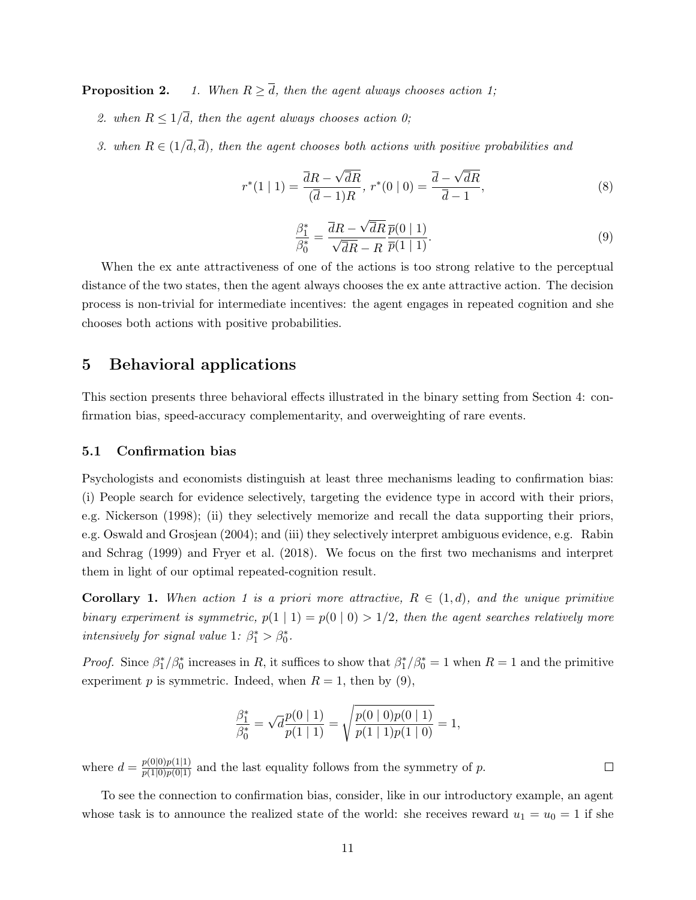**Proposition 2.** *1. When $R \geq \overline{d}$, then the agent always chooses action 1;*

*2. when $R \leq 1/\overline{d}$, then the agent always chooses action 0;*

*3. when $R \in (1/\overline{d}, \overline{d})$, then the agent chooses both actions with positive probabilities and*

$$r^*(1 \mid 1) = \frac{\overline{d}R - \sqrt{\overline{d}R}}{(\overline{d}-1)R},\ r^*(0 \mid 0) = \frac{\overline{d} - \sqrt{\overline{d}R}}{\overline{d}-1}, \tag{8}$$

$$\frac{\beta_1^*}{\beta_0^*} = \frac{\overline{d}R - \sqrt{\overline{d}R}}{\sqrt{\overline{d}R} - R} \frac{\overline{p}(0 \mid 1)}{\overline{p}(1 \mid 1)}. \tag{9}$$

When the ex ante attractiveness of one of the actions is too strong relative to the perceptual distance of the two states, then the agent always chooses the ex ante attractive action. The decision process is non-trivial for intermediate incentives: the agent engages in repeated cognition and she chooses both actions with positive probabilities.

## 5 Behavioral applications

This section presents three behavioral effects illustrated in the binary setting from Section 4: confirmation bias, speed-accuracy complementarity, and overweighting of rare events.

### 5.1 Confirmation bias

Psychologists and economists distinguish at least three mechanisms leading to confirmation bias: (i) People search for evidence selectively, targeting the evidence type in accord with their priors, e.g. Nickerson (1998); (ii) they selectively memorize and recall the data supporting their priors, e.g. Oswald and Grosjean (2004); and (iii) they selectively interpret ambiguous evidence, e.g. Rabin and Schrag (1999) and Fryer et al. (2018). We focus on the first two mechanisms and interpret them in light of our optimal repeated-cognition result.

**Corollary 1.** *When action 1 is a priori more attractive, $R \in (1, d)$, and the unique primitive binary experiment is symmetric, $p(1 \mid 1) = p(0 \mid 0) > 1/2$, then the agent searches relatively more intensively for signal value 1: $\beta_1^* > \beta_0^*$.*

*Proof.* Since $\beta_1^*/\beta_0^*$ increases in $R$, it suffices to show that $\beta_1^*/\beta_0^* = 1$ when $R = 1$ and the primitive experiment $p$ is symmetric. Indeed, when $R = 1$, then by (9),

$$\frac{\beta_1^*}{\beta_0^*} = \sqrt{d}\frac{p(0 \mid 1)}{p(1 \mid 1)} = \sqrt{\frac{p(0 \mid 0)p(0 \mid 1)}{p(1 \mid 1)p(1 \mid 0)}} = 1,$$

where $d = \frac{p(0|0)p(1|1)}{p(1|0)p(0|1)}$ and the last equality follows from the symmetry of $p$. ☐

To see the connection to confirmation bias, consider, like in our introductory example, an agent whose task is to announce the realized state of the world: she receives reward $u_1 = u_0 = 1$ if she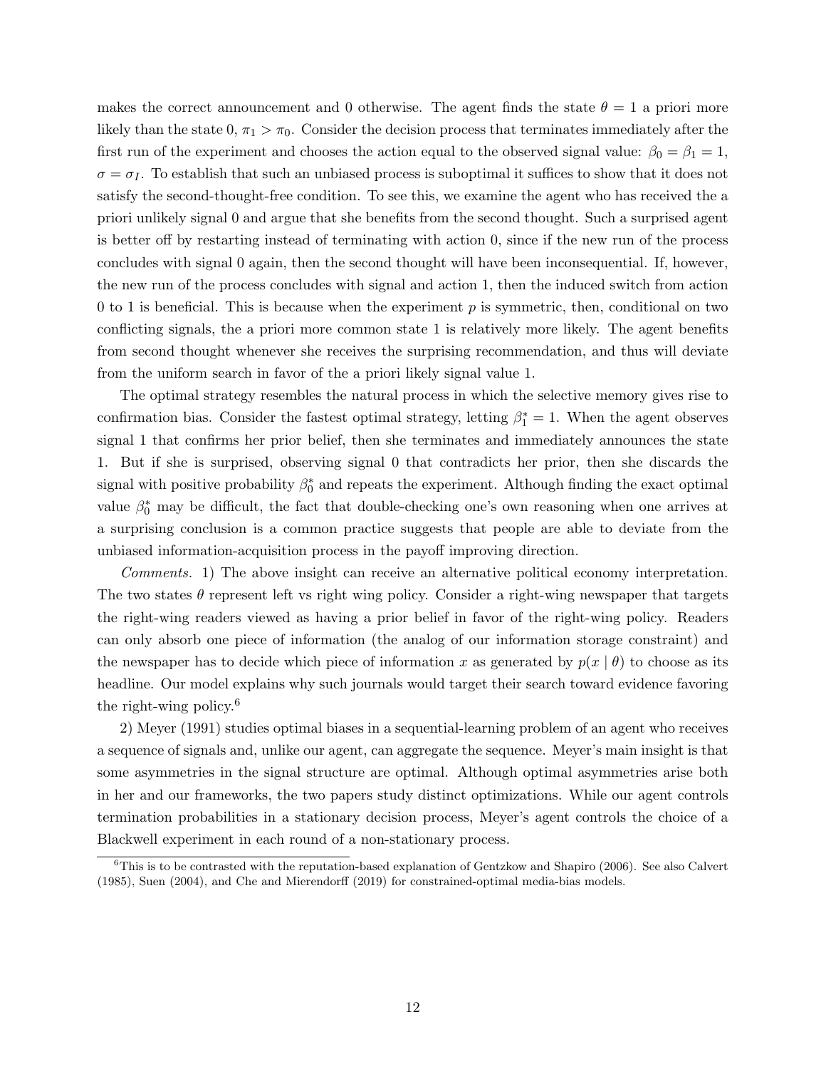makes the correct announcement and 0 otherwise. The agent finds the state $\theta = 1$ a priori more likely than the state 0, $\pi_1 > \pi_0$. Consider the decision process that terminates immediately after the first run of the experiment and chooses the action equal to the observed signal value: $\beta_0 = \beta_1 = 1$, $\sigma = \sigma_I$. To establish that such an unbiased process is suboptimal it suffices to show that it does not satisfy the second-thought-free condition. To see this, we examine the agent who has received the a priori unlikely signal 0 and argue that she benefits from the second thought. Such a surprised agent is better off by restarting instead of terminating with action 0, since if the new run of the process concludes with signal 0 again, then the second thought will have been inconsequential. If, however, the new run of the process concludes with signal and action 1, then the induced switch from action 0 to 1 is beneficial. This is because when the experiment $p$ is symmetric, then, conditional on two conflicting signals, the a priori more common state 1 is relatively more likely. The agent benefits from second thought whenever she receives the surprising recommendation, and thus will deviate from the uniform search in favor of the a priori likely signal value 1.

The optimal strategy resembles the natural process in which the selective memory gives rise to confirmation bias. Consider the fastest optimal strategy, letting $\beta_1^* = 1$. When the agent observes signal 1 that confirms her prior belief, then she terminates and immediately announces the state 1. But if she is surprised, observing signal 0 that contradicts her prior, then she discards the signal with positive probability $\beta_0^*$ and repeats the experiment. Although finding the exact optimal value $\beta_0^*$ may be difficult, the fact that double-checking one's own reasoning when one arrives at a surprising conclusion is a common practice suggests that people are able to deviate from the unbiased information-acquisition process in the payoff improving direction.

*Comments.* 1) The above insight can receive an alternative political economy interpretation. The two states $\theta$ represent left vs right wing policy. Consider a right-wing newspaper that targets the right-wing readers viewed as having a prior belief in favor of the right-wing policy. Readers can only absorb one piece of information (the analog of our information storage constraint) and the newspaper has to decide which piece of information $x$ as generated by $p(x \mid \theta)$ to choose as its headline. Our model explains why such journals would target their search toward evidence favoring the right-wing policy.[6]

2) Meyer (1991) studies optimal biases in a sequential-learning problem of an agent who receives a sequence of signals and, unlike our agent, can aggregate the sequence. Meyer's main insight is that some asymmetries in the signal structure are optimal. Although optimal asymmetries arise both in her and our frameworks, the two papers study distinct optimizations. While our agent controls termination probabilities in a stationary decision process, Meyer's agent controls the choice of a Blackwell experiment in each round of a non-stationary process.

[6] This is to be contrasted with the reputation-based explanation of Gentzkow and Shapiro (2006). See also Calvert (1985), Suen (2004), and Che and Mierendorff (2019) for constrained-optimal media-bias models.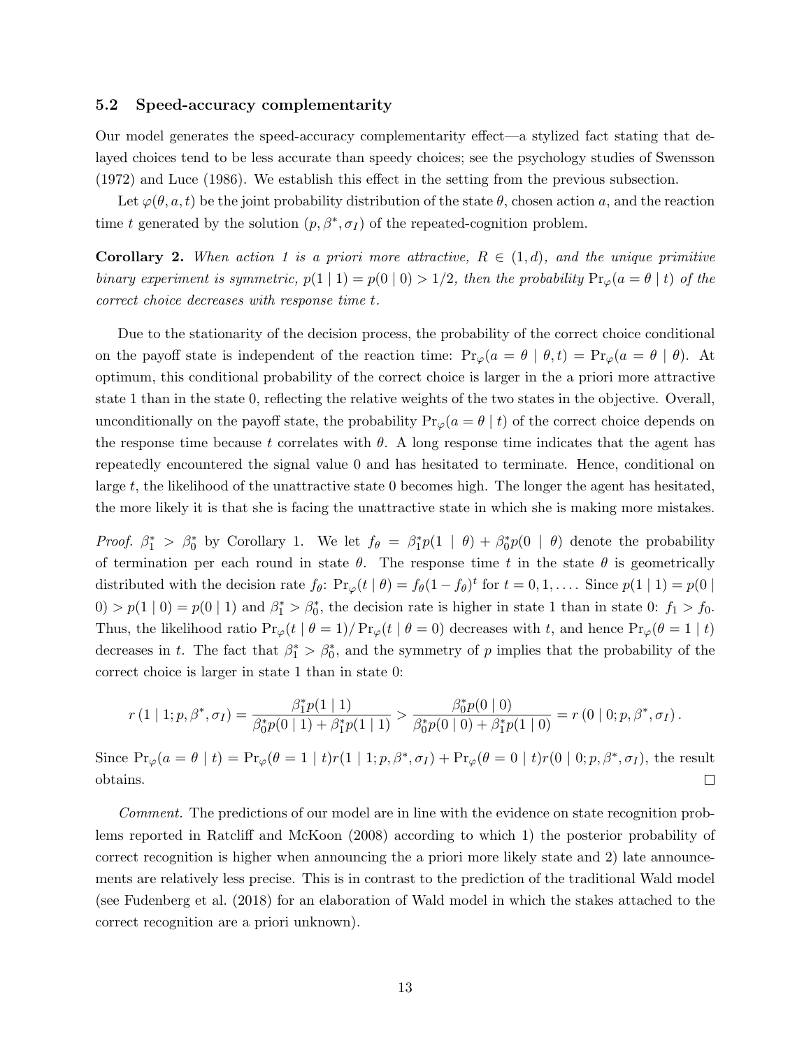### 5.2 Speed-accuracy complementarity

Our model generates the speed-accuracy complementarity effect—a stylized fact stating that delayed choices tend to be less accurate than speedy choices; see the psychology studies of Swensson (1972) and Luce (1986). We establish this effect in the setting from the previous subsection.

Let $\varphi(\theta, a, t)$ be the joint probability distribution of the state $\theta$, chosen action $a$, and the reaction time $t$ generated by the solution $(p, \beta^*, \sigma_I)$ of the repeated-cognition problem.

**Corollary 2.** *When action 1 is a priori more attractive, $R \in (1, d)$, and the unique primitive binary experiment is symmetric, $p(1 \mid 1) = p(0 \mid 0) > 1/2$, then the probability $\Pr_\varphi(a = \theta \mid t)$ of the correct choice decreases with response time $t$.*

Due to the stationarity of the decision process, the probability of the correct choice conditional on the payoff state is independent of the reaction time: $\Pr_\varphi(a = \theta \mid \theta, t) = \Pr_\varphi(a = \theta \mid \theta)$. At optimum, this conditional probability of the correct choice is larger in the a priori more attractive state 1 than in the state 0, reflecting the relative weights of the two states in the objective. Overall, unconditionally on the payoff state, the probability $\Pr_\varphi(a = \theta \mid t)$ of the correct choice depends on the response time because $t$ correlates with $\theta$. A long response time indicates that the agent has repeatedly encountered the signal value 0 and has hesitated to terminate. Hence, conditional on large $t$, the likelihood of the unattractive state 0 becomes high. The longer the agent has hesitated, the more likely it is that she is facing the unattractive state in which she is making more mistakes.

*Proof.* $\beta_1^* > \beta_0^*$ by Corollary 1. We let $f_\theta = \beta_1^* p(1 \mid \theta) + \beta_0^* p(0 \mid \theta)$ denote the probability of termination per each round in state $\theta$. The response time $t$ in the state $\theta$ is geometrically distributed with the decision rate $f_\theta$: $\Pr_\varphi(t \mid \theta) = f_\theta(1 - f_\theta)^t$ for $t = 0, 1, \ldots$. Since $p(1 \mid 1) = p(0 \mid 0) > p(1 \mid 0) = p(0 \mid 1)$ and $\beta_1^* > \beta_0^*$, the decision rate is higher in state 1 than in state 0: $f_1 > f_0$. Thus, the likelihood ratio $\Pr_\varphi(t \mid \theta = 1)/\Pr_\varphi(t \mid \theta = 0)$ decreases with $t$, and hence $\Pr_\varphi(\theta = 1 \mid t)$ decreases in $t$. The fact that $\beta_1^* > \beta_0^*$, and the symmetry of $p$ implies that the probability of the correct choice is larger in state 1 than in state 0:

$$r(1 \mid 1; p, \beta^*, \sigma_I) = \frac{\beta_1^* p(1 \mid 1)}{\beta_0^* p(0 \mid 1) + \beta_1^* p(1 \mid 1)} > \frac{\beta_0^* p(0 \mid 0)}{\beta_0^* p(0 \mid 0) + \beta_1^* p(1 \mid 0)} = r(0 \mid 0; p, \beta^*, \sigma_I).$$

Since $\Pr_\varphi(a = \theta \mid t) = \Pr_\varphi(\theta = 1 \mid t) r(1 \mid 1; p, \beta^*, \sigma_I) + \Pr_\varphi(\theta = 0 \mid t) r(0 \mid 0; p, \beta^*, \sigma_I)$, the result obtains. ∎

*Comment.* The predictions of our model are in line with the evidence on state recognition problems reported in Ratcliff and McKoon (2008) according to which 1) the posterior probability of correct recognition is higher when announcing the a priori more likely state and 2) late announcements are relatively less precise. This is in contrast to the prediction of the traditional Wald model (see Fudenberg et al. (2018) for an elaboration of Wald model in which the stakes attached to the correct recognition are a priori unknown).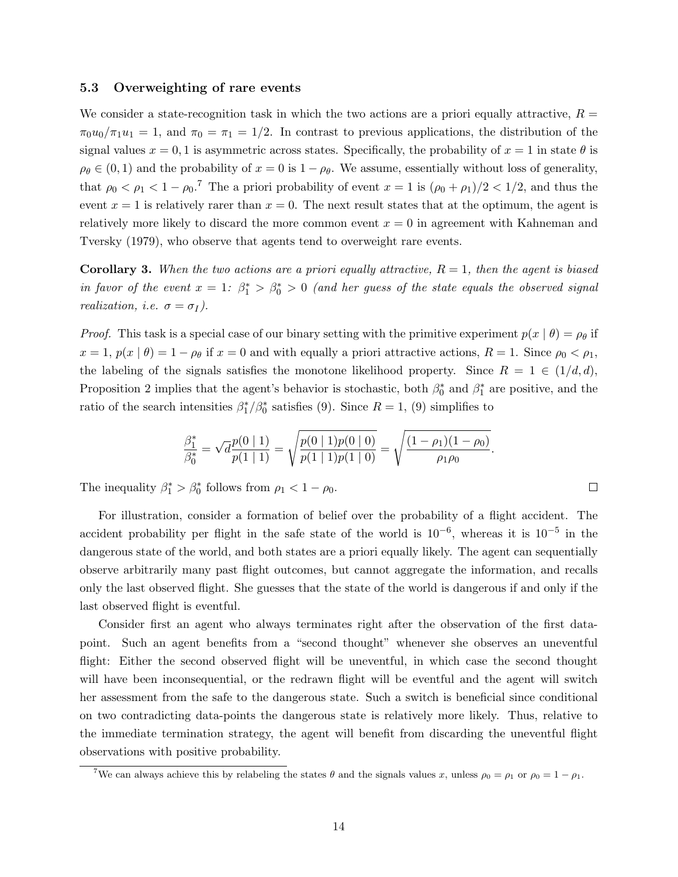### 5.3 Overweighting of rare events

We consider a state-recognition task in which the two actions are a priori equally attractive, $R = \pi_0 u_0 / \pi_1 u_1 = 1$, and $\pi_0 = \pi_1 = 1/2$. In contrast to previous applications, the distribution of the signal values $x = 0, 1$ is asymmetric across states. Specifically, the probability of $x = 1$ in state $\theta$ is $\rho_\theta \in (0,1)$ and the probability of $x = 0$ is $1 - \rho_\theta$. We assume, essentially without loss of generality, that $\rho_0 < \rho_1 < 1 - \rho_0$.[7] The a priori probability of event $x = 1$ is $(\rho_0 + \rho_1)/2 < 1/2$, and thus the event $x = 1$ is relatively rarer than $x = 0$. The next result states that at the optimum, the agent is relatively more likely to discard the more common event $x = 0$ in agreement with Kahneman and Tversky (1979), who observe that agents tend to overweight rare events.

**Corollary 3.** *When the two actions are a priori equally attractive, $R = 1$, then the agent is biased in favor of the event $x = 1$: $\beta_1^* > \beta_0^* > 0$ (and her guess of the state equals the observed signal realization, i.e. $\sigma = \sigma_I$).*

*Proof.* This task is a special case of our binary setting with the primitive experiment $p(x \mid \theta) = \rho_\theta$ if $x = 1$, $p(x \mid \theta) = 1 - \rho_\theta$ if $x = 0$ and with equally a priori attractive actions, $R = 1$. Since $\rho_0 < \rho_1$, the labeling of the signals satisfies the monotone likelihood property. Since $R = 1 \in (1/d, d)$, Proposition 2 implies that the agent's behavior is stochastic, both $\beta_0^*$ and $\beta_1^*$ are positive, and the ratio of the search intensities $\beta_1^*/\beta_0^*$ satisfies (9). Since $R = 1$, (9) simplifies to

$$\frac{\beta_1^*}{\beta_0^*} = \sqrt{d}\frac{p(0 \mid 1)}{p(1 \mid 1)} = \sqrt{\frac{p(0 \mid 1)p(0 \mid 0)}{p(1 \mid 1)p(1 \mid 0)}} = \sqrt{\frac{(1-\rho_1)(1-\rho_0)}{\rho_1 \rho_0}}.$$

The inequality $\beta_1^* > \beta_0^*$ follows from $\rho_1 < 1 - \rho_0$. $\square$

For illustration, consider a formation of belief over the probability of a flight accident. The accident probability per flight in the safe state of the world is $10^{-6}$, whereas it is $10^{-5}$ in the dangerous state of the world, and both states are a priori equally likely. The agent can sequentially observe arbitrarily many past flight outcomes, but cannot aggregate the information, and recalls only the last observed flight. She guesses that the state of the world is dangerous if and only if the last observed flight is eventful.

Consider first an agent who always terminates right after the observation of the first data-point. Such an agent benefits from a "second thought" whenever she observes an uneventful flight: Either the second observed flight will be uneventful, in which case the second thought will have been inconsequential, or the redrawn flight will be eventful and the agent will switch her assessment from the safe to the dangerous state. Such a switch is beneficial since conditional on two contradicting data-points the dangerous state is relatively more likely. Thus, relative to the immediate termination strategy, the agent will benefit from discarding the uneventful flight observations with positive probability.

[7] We can always achieve this by relabeling the states $\theta$ and the signals values $x$, unless $\rho_0 = \rho_1$ or $\rho_0 = 1 - \rho_1$.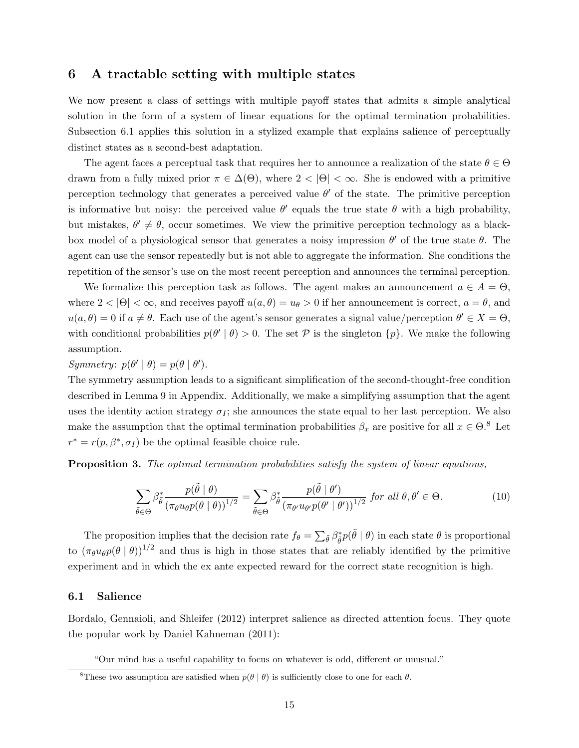## 6 A tractable setting with multiple states

We now present a class of settings with multiple payoff states that admits a simple analytical solution in the form of a system of linear equations for the optimal termination probabilities. Subsection 6.1 applies this solution in a stylized example that explains salience of perceptually distinct states as a second-best adaptation.

The agent faces a perceptual task that requires her to announce a realization of the state $\theta \in \Theta$ drawn from a fully mixed prior $\pi \in \Delta(\Theta)$, where $2 < |\Theta| < \infty$. She is endowed with a primitive perception technology that generates a perceived value $\theta'$ of the state. The primitive perception is informative but noisy: the perceived value $\theta'$ equals the true state $\theta$ with a high probability, but mistakes, $\theta' \neq \theta$, occur sometimes. We view the primitive perception technology as a black-box model of a physiological sensor that generates a noisy impression $\theta'$ of the true state $\theta$. The agent can use the sensor repeatedly but is not able to aggregate the information. She conditions the repetition of the sensor's use on the most recent perception and announces the terminal perception.

We formalize this perception task as follows. The agent makes an announcement $a \in A = \Theta$, where $2 < |\Theta| < \infty$, and receives payoff $u(a, \theta) = u_\theta > 0$ if her announcement is correct, $a = \theta$, and $u(a, \theta) = 0$ if $a \neq \theta$. Each use of the agent's sensor generates a signal value/perception $\theta' \in X = \Theta$, with conditional probabilities $p(\theta' \mid \theta) > 0$. The set $\mathcal{P}$ is the singleton $\{p\}$. We make the following assumption.

*Symmetry*: $p(\theta' \mid \theta) = p(\theta \mid \theta')$.

The symmetry assumption leads to a significant simplification of the second-thought-free condition described in Lemma 9 in Appendix. Additionally, we make a simplifying assumption that the agent uses the identity action strategy $\sigma_I$; she announces the state equal to her last perception. We also make the assumption that the optimal termination probabilities $\beta_x$ are positive for all $x \in \Theta$.[8] Let $r^* = r(p, \beta^*, \sigma_I)$ be the optimal feasible choice rule.

**Proposition 3.** *The optimal termination probabilities satisfy the system of linear equations,*

$$\sum_{\tilde{\theta} \in \Theta} \beta^*_{\tilde{\theta}} \frac{p(\tilde{\theta} \mid \theta)}{(\pi_\theta u_\theta p(\theta \mid \theta))^{1/2}} = \sum_{\tilde{\theta} \in \Theta} \beta^*_{\tilde{\theta}} \frac{p(\tilde{\theta} \mid \theta')}{(\pi_{\theta'} u_{\theta'} p(\theta' \mid \theta'))^{1/2}} \text{ for all } \theta, \theta' \in \Theta. \tag{10}$$

The proposition implies that the decision rate $f_\theta = \sum_{\tilde{\theta}} \beta^*_{\tilde{\theta}} p(\tilde{\theta} \mid \theta)$ in each state $\theta$ is proportional to $(\pi_\theta u_\theta p(\theta \mid \theta))^{1/2}$ and thus is high in those states that are reliably identified by the primitive experiment and in which the ex ante expected reward for the correct state recognition is high.

### 6.1 Salience

Bordalo, Gennaioli, and Shleifer (2012) interpret salience as directed attention focus. They quote the popular work by Daniel Kahneman (2011):

> "Our mind has a useful capability to focus on whatever is odd, different or unusual."

[8] These two assumption are satisfied when $p(\theta \mid \theta)$ is sufficiently close to one for each $\theta$.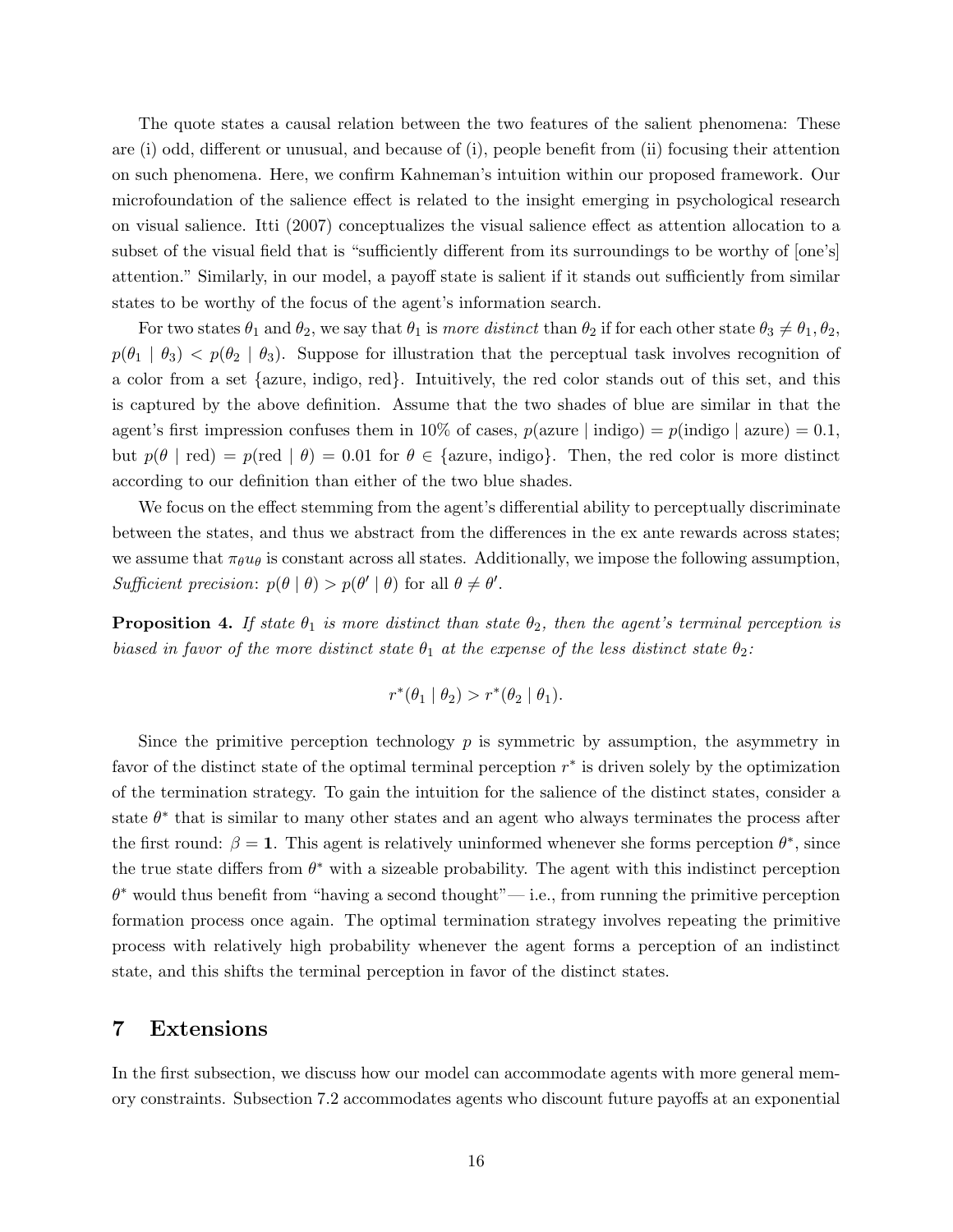The quote states a causal relation between the two features of the salient phenomena: These are (i) odd, different or unusual, and because of (i), people benefit from (ii) focusing their attention on such phenomena. Here, we confirm Kahneman's intuition within our proposed framework. Our microfoundation of the salience effect is related to the insight emerging in psychological research on visual salience. Itti (2007) conceptualizes the visual salience effect as attention allocation to a subset of the visual field that is "sufficiently different from its surroundings to be worthy of [one's] attention." Similarly, in our model, a payoff state is salient if it stands out sufficiently from similar states to be worthy of the focus of the agent's information search.

For two states $\theta_1$ and $\theta_2$, we say that $\theta_1$ is *more distinct* than $\theta_2$ if for each other state $\theta_3 \neq \theta_1, \theta_2$, $p(\theta_1 \mid \theta_3) < p(\theta_2 \mid \theta_3)$. Suppose for illustration that the perceptual task involves recognition of a color from a set {azure, indigo, red}. Intuitively, the red color stands out of this set, and this is captured by the above definition. Assume that the two shades of blue are similar in that the agent's first impression confuses them in 10% of cases, $p(\text{azure} \mid \text{indigo}) = p(\text{indigo} \mid \text{azure}) = 0.1$, but $p(\theta \mid \text{red}) = p(\text{red} \mid \theta) = 0.01$ for $\theta \in \{\text{azure, indigo}\}$. Then, the red color is more distinct according to our definition than either of the two blue shades.

We focus on the effect stemming from the agent's differential ability to perceptually discriminate between the states, and thus we abstract from the differences in the ex ante rewards across states; we assume that $\pi_\theta u_\theta$ is constant across all states. Additionally, we impose the following assumption, *Sufficient precision*: $p(\theta \mid \theta) > p(\theta' \mid \theta)$ for all $\theta \neq \theta'$.

**Proposition 4.** *If state $\theta_1$ is more distinct than state $\theta_2$, then the agent's terminal perception is biased in favor of the more distinct state $\theta_1$ at the expense of the less distinct state $\theta_2$:*

$$r^*(\theta_1 \mid \theta_2) > r^*(\theta_2 \mid \theta_1).$$

Since the primitive perception technology $p$ is symmetric by assumption, the asymmetry in favor of the distinct state of the optimal terminal perception $r^*$ is driven solely by the optimization of the termination strategy. To gain the intuition for the salience of the distinct states, consider a state $\theta^*$ that is similar to many other states and an agent who always terminates the process after the first round: $\beta = \mathbf{1}$. This agent is relatively uninformed whenever she forms perception $\theta^*$, since the true state differs from $\theta^*$ with a sizeable probability. The agent with this indistinct perception $\theta^*$ would thus benefit from "having a second thought"— i.e., from running the primitive perception formation process once again. The optimal termination strategy involves repeating the primitive process with relatively high probability whenever the agent forms a perception of an indistinct state, and this shifts the terminal perception in favor of the distinct states.

# 7 Extensions

In the first subsection, we discuss how our model can accommodate agents with more general memory constraints. Subsection 7.2 accommodates agents who discount future payoffs at an exponential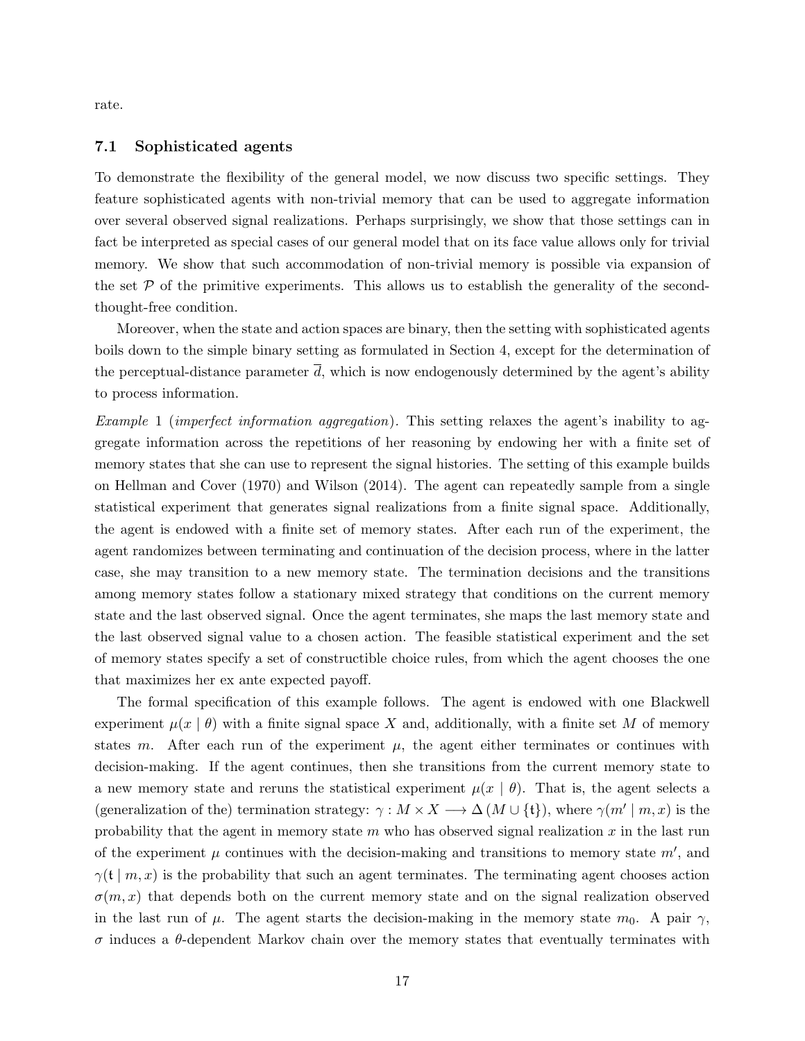rate.

### 7.1 Sophisticated agents

To demonstrate the flexibility of the general model, we now discuss two specific settings. They feature sophisticated agents with non-trivial memory that can be used to aggregate information over several observed signal realizations. Perhaps surprisingly, we show that those settings can in fact be interpreted as special cases of our general model that on its face value allows only for trivial memory. We show that such accommodation of non-trivial memory is possible via expansion of the set $\mathcal{P}$ of the primitive experiments. This allows us to establish the generality of the second-thought-free condition.

Moreover, when the state and action spaces are binary, then the setting with sophisticated agents boils down to the simple binary setting as formulated in Section 4, except for the determination of the perceptual-distance parameter $\overline{d}$, which is now endogenously determined by the agent's ability to process information.

*Example* 1 (*imperfect information aggregation*). This setting relaxes the agent's inability to aggregate information across the repetitions of her reasoning by endowing her with a finite set of memory states that she can use to represent the signal histories. The setting of this example builds on Hellman and Cover (1970) and Wilson (2014). The agent can repeatedly sample from a single statistical experiment that generates signal realizations from a finite signal space. Additionally, the agent is endowed with a finite set of memory states. After each run of the experiment, the agent randomizes between terminating and continuation of the decision process, where in the latter case, she may transition to a new memory state. The termination decisions and the transitions among memory states follow a stationary mixed strategy that conditions on the current memory state and the last observed signal. Once the agent terminates, she maps the last memory state and the last observed signal value to a chosen action. The feasible statistical experiment and the set of memory states specify a set of constructible choice rules, from which the agent chooses the one that maximizes her ex ante expected payoff.

The formal specification of this example follows. The agent is endowed with one Blackwell experiment $\mu(x \mid \theta)$ with a finite signal space $X$ and, additionally, with a finite set $M$ of memory states $m$. After each run of the experiment $\mu$, the agent either terminates or continues with decision-making. If the agent continues, then she transitions from the current memory state to a new memory state and reruns the statistical experiment $\mu(x \mid \theta)$. That is, the agent selects a (generalization of the) termination strategy: $\gamma : M \times X \longrightarrow \Delta(M \cup \{\mathfrak{t}\})$, where $\gamma(m' \mid m, x)$ is the probability that the agent in memory state $m$ who has observed signal realization $x$ in the last run of the experiment $\mu$ continues with the decision-making and transitions to memory state $m'$, and $\gamma(\mathfrak{t} \mid m, x)$ is the probability that such an agent terminates. The terminating agent chooses action $\sigma(m, x)$ that depends both on the current memory state and on the signal realization observed in the last run of $\mu$. The agent starts the decision-making in the memory state $m_0$. A pair $\gamma$, $\sigma$ induces a $\theta$-dependent Markov chain over the memory states that eventually terminates with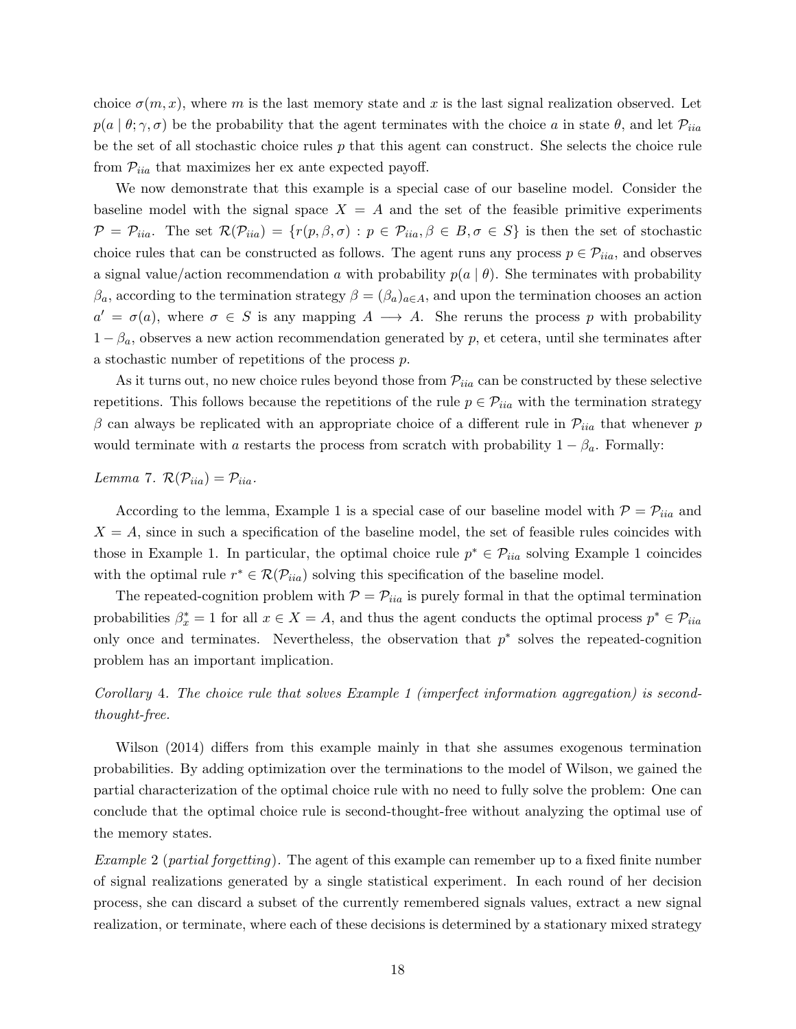choice $\sigma(m, x)$, where $m$ is the last memory state and $x$ is the last signal realization observed. Let $p(a \mid \theta; \gamma, \sigma)$ be the probability that the agent terminates with the choice $a$ in state $\theta$, and let $\mathcal{P}_{iia}$ be the set of all stochastic choice rules $p$ that this agent can construct. She selects the choice rule from $\mathcal{P}_{iia}$ that maximizes her ex ante expected payoff.

We now demonstrate that this example is a special case of our baseline model. Consider the baseline model with the signal space $X = A$ and the set of the feasible primitive experiments $\mathcal{P} = \mathcal{P}_{iia}$. The set $\mathcal{R}(\mathcal{P}_{iia}) = \{r(p, \beta, \sigma) : p \in \mathcal{P}_{iia}, \beta \in B, \sigma \in S\}$ is then the set of stochastic choice rules that can be constructed as follows. The agent runs any process $p \in \mathcal{P}_{iia}$, and observes a signal value/action recommendation $a$ with probability $p(a \mid \theta)$. She terminates with probability $\beta_a$, according to the termination strategy $\beta = (\beta_a)_{a \in A}$, and upon the termination chooses an action $a' = \sigma(a)$, where $\sigma \in S$ is any mapping $A \longrightarrow A$. She reruns the process $p$ with probability $1 - \beta_a$, observes a new action recommendation generated by $p$, et cetera, until she terminates after a stochastic number of repetitions of the process $p$.

As it turns out, no new choice rules beyond those from $\mathcal{P}_{iia}$ can be constructed by these selective repetitions. This follows because the repetitions of the rule $p \in \mathcal{P}_{iia}$ with the termination strategy $\beta$ can always be replicated with an appropriate choice of a different rule in $\mathcal{P}_{iia}$ that whenever $p$ would terminate with $a$ restarts the process from scratch with probability $1 - \beta_a$. Formally:

*Lemma* 7. $\mathcal{R}(\mathcal{P}_{iia}) = \mathcal{P}_{iia}$.

According to the lemma, Example 1 is a special case of our baseline model with $\mathcal{P} = \mathcal{P}_{iia}$ and $X = A$, since in such a specification of the baseline model, the set of feasible rules coincides with those in Example 1. In particular, the optimal choice rule $p^* \in \mathcal{P}_{iia}$ solving Example 1 coincides with the optimal rule $r^* \in \mathcal{R}(\mathcal{P}_{iia})$ solving this specification of the baseline model.

The repeated-cognition problem with $\mathcal{P} = \mathcal{P}_{iia}$ is purely formal in that the optimal termination probabilities $\beta^*_x = 1$ for all $x \in X = A$, and thus the agent conducts the optimal process $p^* \in \mathcal{P}_{iia}$ only once and terminates. Nevertheless, the observation that $p^*$ solves the repeated-cognition problem has an important implication.

*Corollary* 4. *The choice rule that solves Example 1 (imperfect information aggregation) is second-thought-free.*

Wilson (2014) differs from this example mainly in that she assumes exogenous termination probabilities. By adding optimization over the terminations to the model of Wilson, we gained the partial characterization of the optimal choice rule with no need to fully solve the problem: One can conclude that the optimal choice rule is second-thought-free without analyzing the optimal use of the memory states.

*Example* 2 (*partial forgetting*). The agent of this example can remember up to a fixed finite number of signal realizations generated by a single statistical experiment. In each round of her decision process, she can discard a subset of the currently remembered signals values, extract a new signal realization, or terminate, where each of these decisions is determined by a stationary mixed strategy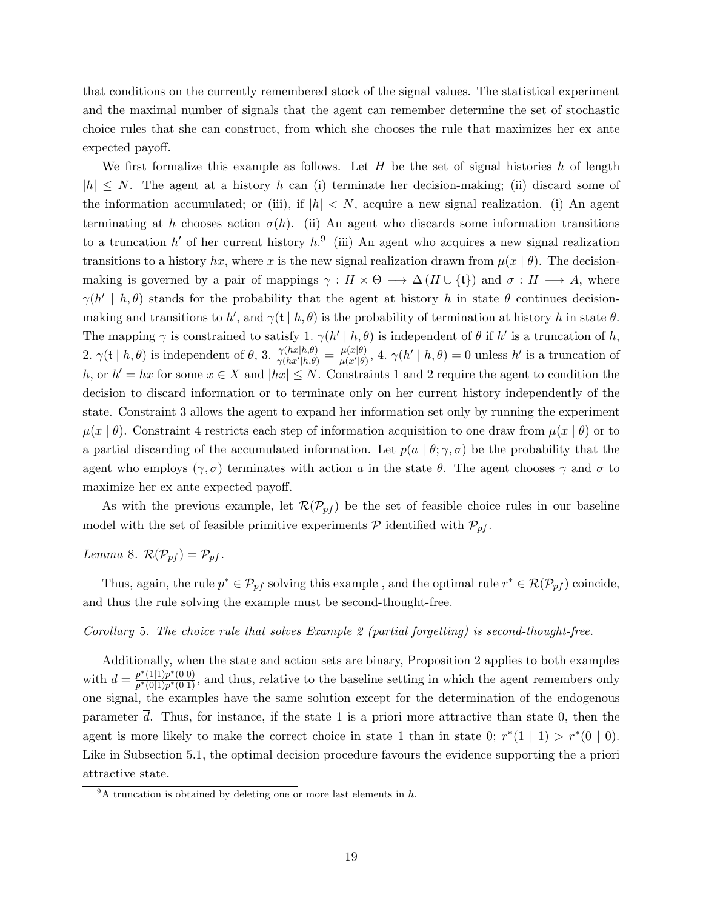that conditions on the currently remembered stock of the signal values. The statistical experiment and the maximal number of signals that the agent can remember determine the set of stochastic choice rules that she can construct, from which she chooses the rule that maximizes her ex ante expected payoff.

We first formalize this example as follows. Let $H$ be the set of signal histories $h$ of length $|h| \leq N$. The agent at a history $h$ can (i) terminate her decision-making; (ii) discard some of the information accumulated; or (iii), if $|h| < N$, acquire a new signal realization. (i) An agent terminating at $h$ chooses action $\sigma(h)$. (ii) An agent who discards some information transitions to a truncation $h'$ of her current history $h$.[9] (iii) An agent who acquires a new signal realization transitions to a history $hx$, where $x$ is the new signal realization drawn from $\mu(x \mid \theta)$. The decision-making is governed by a pair of mappings $\gamma : H \times \Theta \longrightarrow \Delta(H \cup \{\mathfrak{t}\})$ and $\sigma : H \longrightarrow A$, where $\gamma(h' \mid h, \theta)$ stands for the probability that the agent at history $h$ in state $\theta$ continues decision-making and transitions to $h'$, and $\gamma(\mathfrak{t} \mid h, \theta)$ is the probability of termination at history $h$ in state $\theta$. The mapping $\gamma$ is constrained to satisfy 1. $\gamma(h' \mid h, \theta)$ is independent of $\theta$ if $h'$ is a truncation of $h$, 2. $\gamma(\mathfrak{t} \mid h, \theta)$ is independent of $\theta$, 3. $\frac{\gamma(hx|h,\theta)}{\gamma(hx'|h,\theta)} = \frac{\mu(x|\theta)}{\mu(x'|\theta)}$, 4. $\gamma(h' \mid h, \theta) = 0$ unless $h'$ is a truncation of $h$, or $h' = hx$ for some $x \in X$ and $|hx| \leq N$. Constraints 1 and 2 require the agent to condition the decision to discard information or to terminate only on her current history independently of the state. Constraint 3 allows the agent to expand her information set only by running the experiment $\mu(x \mid \theta)$. Constraint 4 restricts each step of information acquisition to one draw from $\mu(x \mid \theta)$ or to a partial discarding of the accumulated information. Let $p(a \mid \theta; \gamma, \sigma)$ be the probability that the agent who employs $(\gamma, \sigma)$ terminates with action $a$ in the state $\theta$. The agent chooses $\gamma$ and $\sigma$ to maximize her ex ante expected payoff.

As with the previous example, let $\mathcal{R}(\mathcal{P}_{pf})$ be the set of feasible choice rules in our baseline model with the set of feasible primitive experiments $\mathcal{P}$ identified with $\mathcal{P}_{pf}$.

*Lemma* 8. $\mathcal{R}(\mathcal{P}_{pf}) = \mathcal{P}_{pf}$.

Thus, again, the rule $p^* \in \mathcal{P}_{pf}$ solving this example , and the optimal rule $r^* \in \mathcal{R}(\mathcal{P}_{pf})$ coincide, and thus the rule solving the example must be second-thought-free.

*Corollary* 5. *The choice rule that solves Example 2 (partial forgetting) is second-thought-free.*

Additionally, when the state and action sets are binary, Proposition 2 applies to both examples with $\overline{d} = \frac{p^*(1|1)p^*(0|0)}{p^*(0|1)p^*(0|1)}$, and thus, relative to the baseline setting in which the agent remembers only one signal, the examples have the same solution except for the determination of the endogenous parameter $\overline{d}$. Thus, for instance, if the state 1 is a priori more attractive than state 0, then the agent is more likely to make the correct choice in state 1 than in state 0; $r^*(1 \mid 1) > r^*(0 \mid 0)$. Like in Subsection 5.1, the optimal decision procedure favours the evidence supporting the a priori attractive state.

[9] A truncation is obtained by deleting one or more last elements in $h$.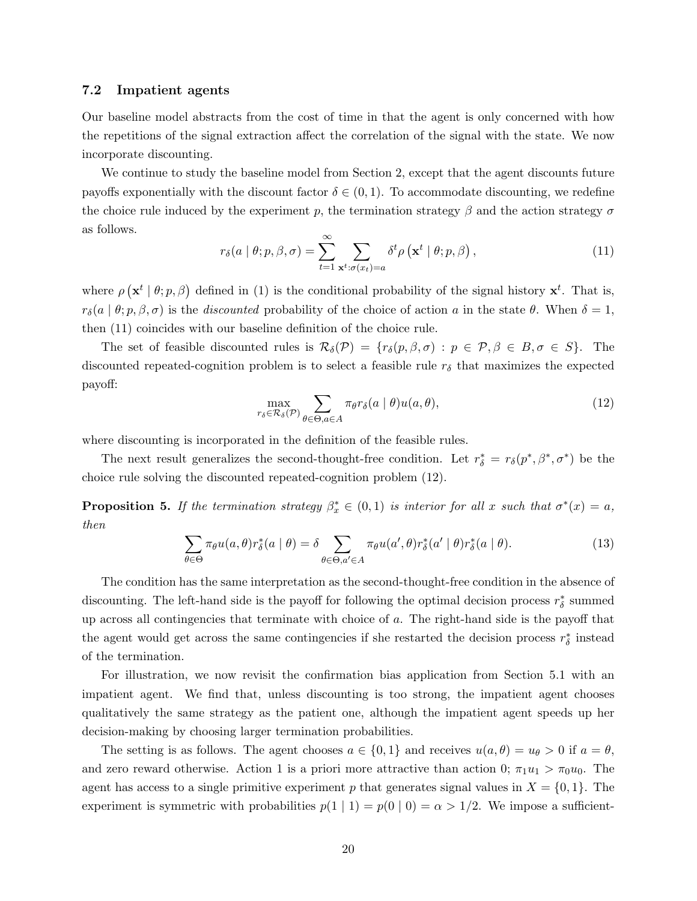### 7.2 Impatient agents

Our baseline model abstracts from the cost of time in that the agent is only concerned with how the repetitions of the signal extraction affect the correlation of the signal with the state. We now incorporate discounting.

We continue to study the baseline model from Section 2, except that the agent discounts future payoffs exponentially with the discount factor $\delta \in (0, 1)$. To accommodate discounting, we redefine the choice rule induced by the experiment $p$, the termination strategy $\beta$ and the action strategy $\sigma$ as follows.

$$r_\delta(a \mid \theta; p, \beta, \sigma) = \sum_{t=1}^{\infty} \sum_{\mathbf{x}^t : \sigma(x_t) = a} \delta^t \rho\left(\mathbf{x}^t \mid \theta; p, \beta\right), \tag{11}$$

where $\rho\left(\mathbf{x}^t \mid \theta; p, \beta\right)$ defined in (1) is the conditional probability of the signal history $\mathbf{x}^t$. That is, $r_\delta(a \mid \theta; p, \beta, \sigma)$ is the *discounted* probability of the choice of action $a$ in the state $\theta$. When $\delta = 1$, then (11) coincides with our baseline definition of the choice rule.

The set of feasible discounted rules is $\mathcal{R}_\delta(\mathcal{P}) = \{r_\delta(p, \beta, \sigma) : p \in \mathcal{P}, \beta \in B, \sigma \in S\}$. The discounted repeated-cognition problem is to select a feasible rule $r_\delta$ that maximizes the expected payoff:

$$\max_{r_\delta \in \mathcal{R}_\delta(\mathcal{P})} \sum_{\theta \in \Theta, a \in A} \pi_\theta r_\delta(a \mid \theta) u(a, \theta), \tag{12}$$

where discounting is incorporated in the definition of the feasible rules.

The next result generalizes the second-thought-free condition. Let $r^*_\delta = r_\delta(p^*, \beta^*, \sigma^*)$ be the choice rule solving the discounted repeated-cognition problem (12).

**Proposition 5.** *If the termination strategy $\beta^*_x \in (0, 1)$ is interior for all $x$ such that $\sigma^*(x) = a$, then*

$$\sum_{\theta \in \Theta} \pi_\theta u(a, \theta) r^*_\delta(a \mid \theta) = \delta \sum_{\theta \in \Theta, a' \in A} \pi_\theta u(a', \theta) r^*_\delta(a' \mid \theta) r^*_\delta(a \mid \theta). \tag{13}$$

The condition has the same interpretation as the second-thought-free condition in the absence of discounting. The left-hand side is the payoff for following the optimal decision process $r^*_\delta$ summed up across all contingencies that terminate with choice of $a$. The right-hand side is the payoff that the agent would get across the same contingencies if she restarted the decision process $r^*_\delta$ instead of the termination.

For illustration, we now revisit the confirmation bias application from Section 5.1 with an impatient agent. We find that, unless discounting is too strong, the impatient agent chooses qualitatively the same strategy as the patient one, although the impatient agent speeds up her decision-making by choosing larger termination probabilities.

The setting is as follows. The agent chooses $a \in \{0, 1\}$ and receives $u(a, \theta) = u_\theta > 0$ if $a = \theta$, and zero reward otherwise. Action 1 is a priori more attractive than action 0; $\pi_1 u_1 > \pi_0 u_0$. The agent has access to a single primitive experiment $p$ that generates signal values in $X = \{0, 1\}$. The experiment is symmetric with probabilities $p(1 \mid 1) = p(0 \mid 0) = \alpha > 1/2$. We impose a sufficient-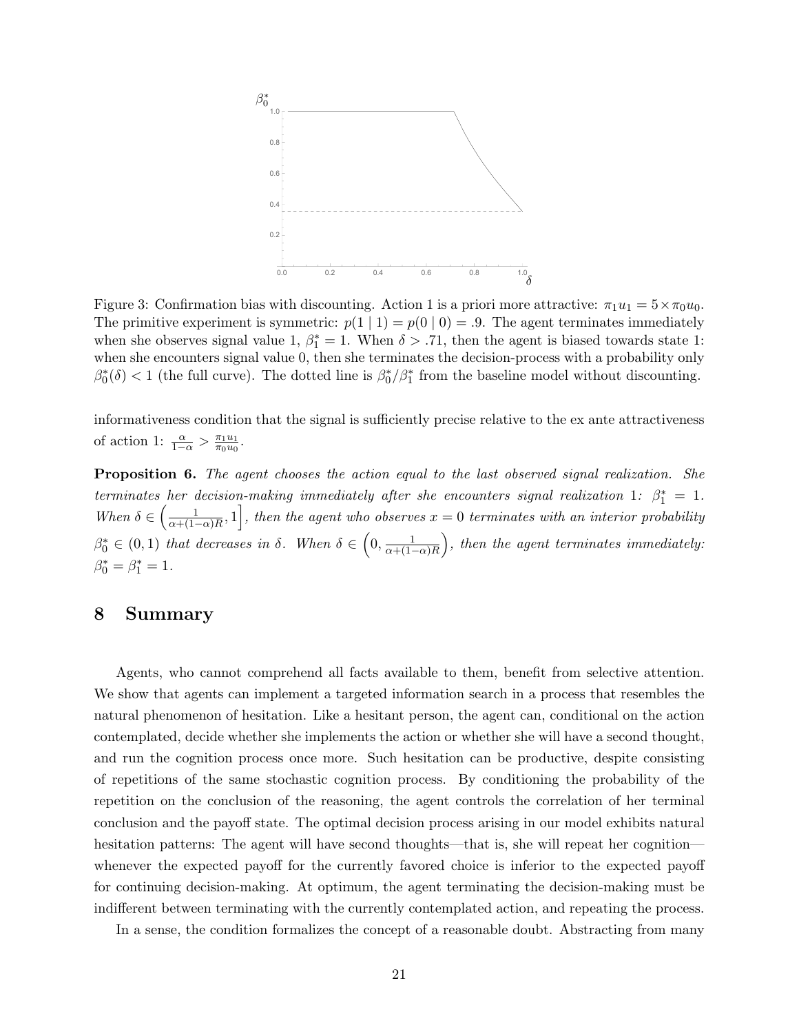Figure 3: Confirmation bias with discounting. Action 1 is a priori more attractive: $\pi_1 u_1 = 5 \times \pi_0 u_0$. The primitive experiment is symmetric: $p(1 \mid 1) = p(0 \mid 0) = .9$. The agent terminates immediately when she observes signal value 1, $\beta_1^* = 1$. When $\delta > .71$, then the agent is biased towards state 1: when she encounters signal value 0, then she terminates the decision-process with a probability only $\beta_0^*(\delta) < 1$ (the full curve). The dotted line is $\beta_0^*/\beta_1^*$ from the baseline model without discounting.

informativeness condition that the signal is sufficiently precise relative to the ex ante attractiveness of action 1: $\frac{\alpha}{1-\alpha} > \frac{\pi_1 u_1}{\pi_0 u_0}$.

**Proposition 6.** *The agent chooses the action equal to the last observed signal realization. She terminates her decision-making immediately after she encounters signal realization 1: $\beta_1^* = 1$. When $\delta \in \left(\frac{1}{\alpha+(1-\alpha)R}, 1\right]$, then the agent who observes $x = 0$ terminates with an interior probability $\beta_0^* \in (0, 1)$ that decreases in $\delta$. When $\delta \in \left(0, \frac{1}{\alpha+(1-\alpha)R}\right)$, then the agent terminates immediately: $\beta_0^* = \beta_1^* = 1$.*

## 8 Summary

Agents, who cannot comprehend all facts available to them, benefit from selective attention. We show that agents can implement a targeted information search in a process that resembles the natural phenomenon of hesitation. Like a hesitant person, the agent can, conditional on the action contemplated, decide whether she implements the action or whether she will have a second thought, and run the cognition process once more. Such hesitation can be productive, despite consisting of repetitions of the same stochastic cognition process. By conditioning the probability of the repetition on the conclusion of the reasoning, the agent controls the correlation of her terminal conclusion and the payoff state. The optimal decision process arising in our model exhibits natural hesitation patterns: The agent will have second thoughts—that is, she will repeat her cognition—whenever the expected payoff for the currently favored choice is inferior to the expected payoff for continuing decision-making. At optimum, the agent terminating the decision-making must be indifferent between terminating with the currently contemplated action, and repeating the process.

In a sense, the condition formalizes the concept of a reasonable doubt. Abstracting from many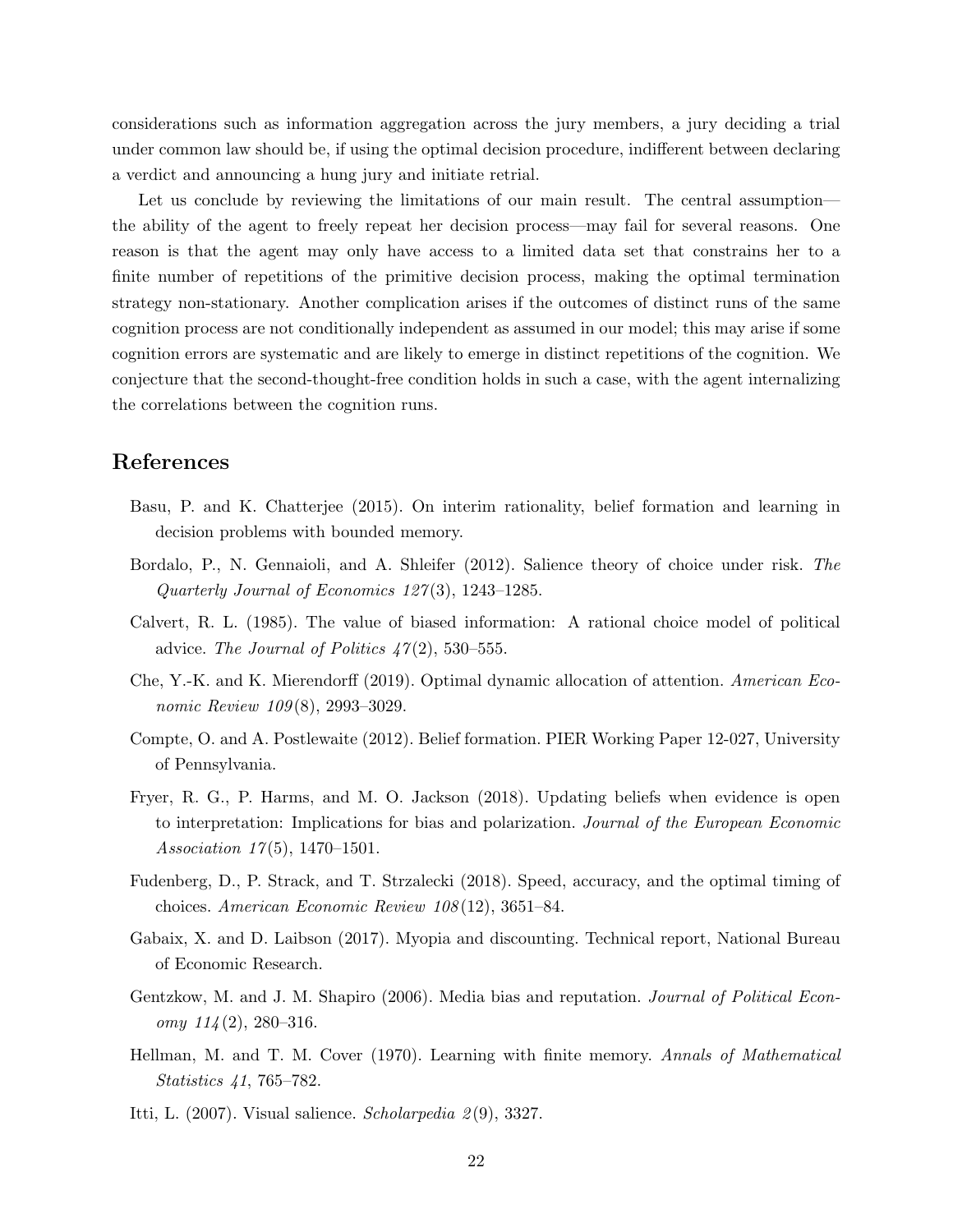considerations such as information aggregation across the jury members, a jury deciding a trial under common law should be, if using the optimal decision procedure, indifferent between declaring a verdict and announcing a hung jury and initiate retrial.

Let us conclude by reviewing the limitations of our main result. The central assumption—the ability of the agent to freely repeat her decision process—may fail for several reasons. One reason is that the agent may only have access to a limited data set that constrains her to a finite number of repetitions of the primitive decision process, making the optimal termination strategy non-stationary. Another complication arises if the outcomes of distinct runs of the same cognition process are not conditionally independent as assumed in our model; this may arise if some cognition errors are systematic and are likely to emerge in distinct repetitions of the cognition. We conjecture that the second-thought-free condition holds in such a case, with the agent internalizing the correlations between the cognition runs.

# References

Basu, P. and K. Chatterjee (2015). On interim rationality, belief formation and learning in decision problems with bounded memory.

Bordalo, P., N. Gennaioli, and A. Shleifer (2012). Salience theory of choice under risk. *The Quarterly Journal of Economics 127*(3), 1243–1285.

Calvert, R. L. (1985). The value of biased information: A rational choice model of political advice. *The Journal of Politics 47*(2), 530–555.

Che, Y.-K. and K. Mierendorff (2019). Optimal dynamic allocation of attention. *American Economic Review 109*(8), 2993–3029.

Compte, O. and A. Postlewaite (2012). Belief formation. PIER Working Paper 12-027, University of Pennsylvania.

Fryer, R. G., P. Harms, and M. O. Jackson (2018). Updating beliefs when evidence is open to interpretation: Implications for bias and polarization. *Journal of the European Economic Association 17*(5), 1470–1501.

Fudenberg, D., P. Strack, and T. Strzalecki (2018). Speed, accuracy, and the optimal timing of choices. *American Economic Review 108*(12), 3651–84.

Gabaix, X. and D. Laibson (2017). Myopia and discounting. Technical report, National Bureau of Economic Research.

Gentzkow, M. and J. M. Shapiro (2006). Media bias and reputation. *Journal of Political Economy 114*(2), 280–316.

Hellman, M. and T. M. Cover (1970). Learning with finite memory. *Annals of Mathematical Statistics 41*, 765–782.

Itti, L. (2007). Visual salience. *Scholarpedia 2*(9), 3327.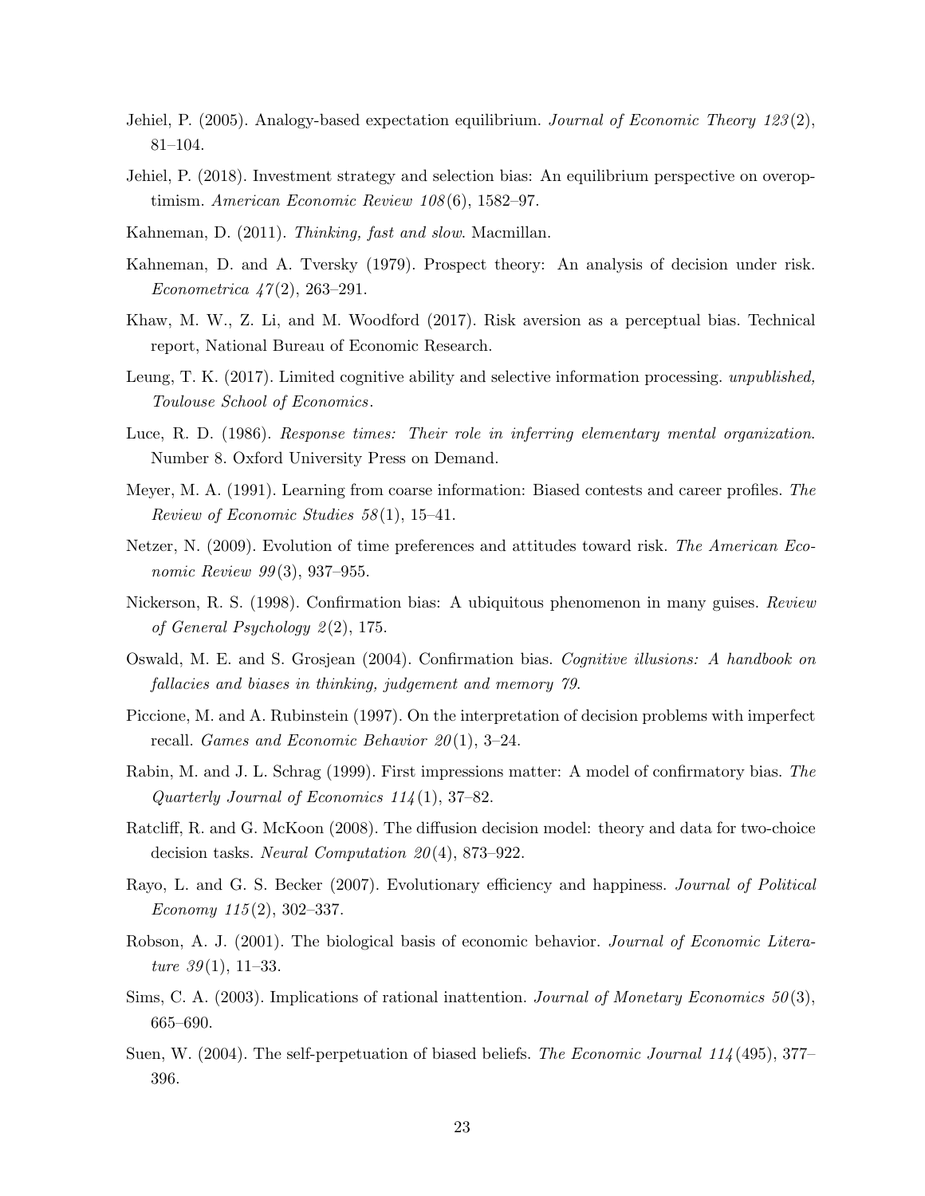Jehiel, P. (2005). Analogy-based expectation equilibrium. *Journal of Economic Theory 123*(2), 81–104.

Jehiel, P. (2018). Investment strategy and selection bias: An equilibrium perspective on overoptimism. *American Economic Review 108*(6), 1582–97.

Kahneman, D. (2011). *Thinking, fast and slow*. Macmillan.

Kahneman, D. and A. Tversky (1979). Prospect theory: An analysis of decision under risk. *Econometrica 47*(2), 263–291.

Khaw, M. W., Z. Li, and M. Woodford (2017). Risk aversion as a perceptual bias. Technical report, National Bureau of Economic Research.

Leung, T. K. (2017). Limited cognitive ability and selective information processing. *unpublished, Toulouse School of Economics*.

Luce, R. D. (1986). *Response times: Their role in inferring elementary mental organization*. Number 8. Oxford University Press on Demand.

Meyer, M. A. (1991). Learning from coarse information: Biased contests and career profiles. *The Review of Economic Studies 58*(1), 15–41.

Netzer, N. (2009). Evolution of time preferences and attitudes toward risk. *The American Economic Review 99*(3), 937–955.

Nickerson, R. S. (1998). Confirmation bias: A ubiquitous phenomenon in many guises. *Review of General Psychology 2*(2), 175.

Oswald, M. E. and S. Grosjean (2004). Confirmation bias. *Cognitive illusions: A handbook on fallacies and biases in thinking, judgement and memory 79*.

Piccione, M. and A. Rubinstein (1997). On the interpretation of decision problems with imperfect recall. *Games and Economic Behavior 20*(1), 3–24.

Rabin, M. and J. L. Schrag (1999). First impressions matter: A model of confirmatory bias. *The Quarterly Journal of Economics 114*(1), 37–82.

Ratcliff, R. and G. McKoon (2008). The diffusion decision model: theory and data for two-choice decision tasks. *Neural Computation 20*(4), 873–922.

Rayo, L. and G. S. Becker (2007). Evolutionary efficiency and happiness. *Journal of Political Economy 115*(2), 302–337.

Robson, A. J. (2001). The biological basis of economic behavior. *Journal of Economic Literature 39*(1), 11–33.

Sims, C. A. (2003). Implications of rational inattention. *Journal of Monetary Economics 50*(3), 665–690.

Suen, W. (2004). The self-perpetuation of biased beliefs. *The Economic Journal 114*(495), 377–396.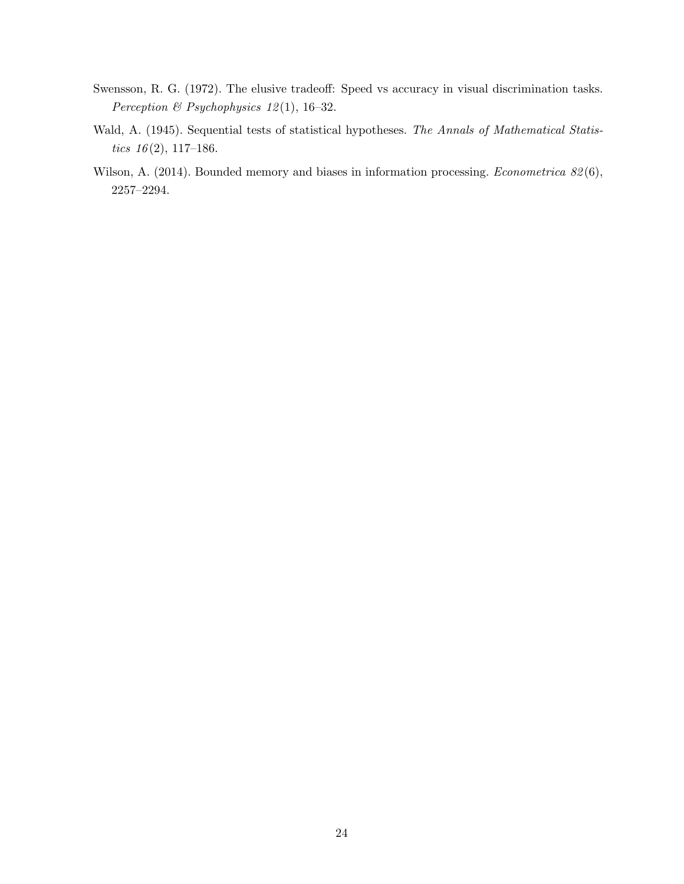Swensson, R. G. (1972). The elusive tradeoff: Speed vs accuracy in visual discrimination tasks. *Perception & Psychophysics 12*(1), 16–32.

Wald, A. (1945). Sequential tests of statistical hypotheses. *The Annals of Mathematical Statistics 16*(2), 117–186.

Wilson, A. (2014). Bounded memory and biases in information processing. *Econometrica 82*(6), 2257–2294.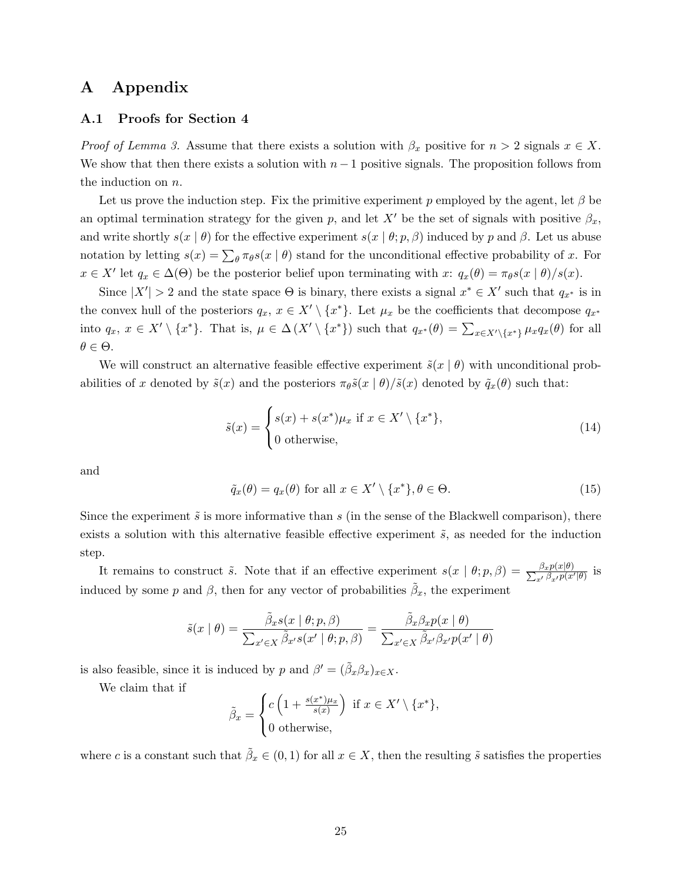# A Appendix

## A.1 Proofs for Section 4

*Proof of Lemma 3.* Assume that there exists a solution with $\beta_x$ positive for $n > 2$ signals $x \in X$. We show that then there exists a solution with $n-1$ positive signals. The proposition follows from the induction on $n$.

Let us prove the induction step. Fix the primitive experiment $p$ employed by the agent, let $\beta$ be an optimal termination strategy for the given $p$, and let $X'$ be the set of signals with positive $\beta_x$, and write shortly $s(x \mid \theta)$ for the effective experiment $s(x \mid \theta; p, \beta)$ induced by $p$ and $\beta$. Let us abuse notation by letting $s(x) = \sum_\theta \pi_\theta s(x \mid \theta)$ stand for the unconditional effective probability of $x$. For $x \in X'$ let $q_x \in \Delta(\Theta)$ be the posterior belief upon terminating with $x$: $q_x(\theta) = \pi_\theta s(x \mid \theta)/s(x)$.

Since $|X'| > 2$ and the state space $\Theta$ is binary, there exists a signal $x^* \in X'$ such that $q_{x^*}$ is in the convex hull of the posteriors $q_x$, $x \in X' \setminus \{x^*\}$. Let $\mu_x$ be the coefficients that decompose $q_{x^*}$ into $q_x$, $x \in X' \setminus \{x^*\}$. That is, $\mu \in \Delta(X' \setminus \{x^*\})$ such that $q_{x^*}(\theta) = \sum_{x \in X' \setminus \{x^*\}} \mu_x q_x(\theta)$ for all $\theta \in \Theta$.

We will construct an alternative feasible effective experiment $\tilde{s}(x \mid \theta)$ with unconditional probabilities of $x$ denoted by $\tilde{s}(x)$ and the posteriors $\pi_\theta \tilde{s}(x \mid \theta)/\tilde{s}(x)$ denoted by $\tilde{q}_x(\theta)$ such that:

$$\tilde{s}(x) = \begin{cases} s(x) + s(x^*)\mu_x \text{ if } x \in X' \setminus \{x^*\}, \\ 0 \text{ otherwise,} \end{cases} \tag{14}$$

and

$$\tilde{q}_x(\theta) = q_x(\theta) \text{ for all } x \in X' \setminus \{x^*\}, \theta \in \Theta. \tag{15}$$

Since the experiment $\tilde{s}$ is more informative than $s$ (in the sense of the Blackwell comparison), there exists a solution with this alternative feasible effective experiment $\tilde{s}$, as needed for the induction step.

It remains to construct $\tilde{s}$. Note that if an effective experiment $s(x \mid \theta; p, \beta) = \frac{\beta_x p(x|\theta)}{\sum_{x'} \beta_{x'} p(x'|\theta)}$ is induced by some $p$ and $\beta$, then for any vector of probabilities $\tilde{\beta}_x$, the experiment

$$\tilde{s}(x \mid \theta) = \frac{\tilde{\beta}_x s(x \mid \theta; p, \beta)}{\sum_{x' \in X} \tilde{\beta}_{x'} s(x' \mid \theta; p, \beta)} = \frac{\tilde{\beta}_x \beta_x p(x \mid \theta)}{\sum_{x' \in X} \tilde{\beta}_{x'} \beta_{x'} p(x' \mid \theta)}$$

is also feasible, since it is induced by $p$ and $\beta' = (\tilde{\beta}_x \beta_x)_{x \in X}$.

We claim that if

$$\tilde{\beta}_x = \begin{cases} c\left(1 + \frac{s(x^*)\mu_x}{s(x)}\right) \text{ if } x \in X' \setminus \{x^*\}, \\ 0 \text{ otherwise,} \end{cases}$$

where $c$ is a constant such that $\tilde{\beta}_x \in (0, 1)$ for all $x \in X$, then the resulting $\tilde{s}$ satisfies the properties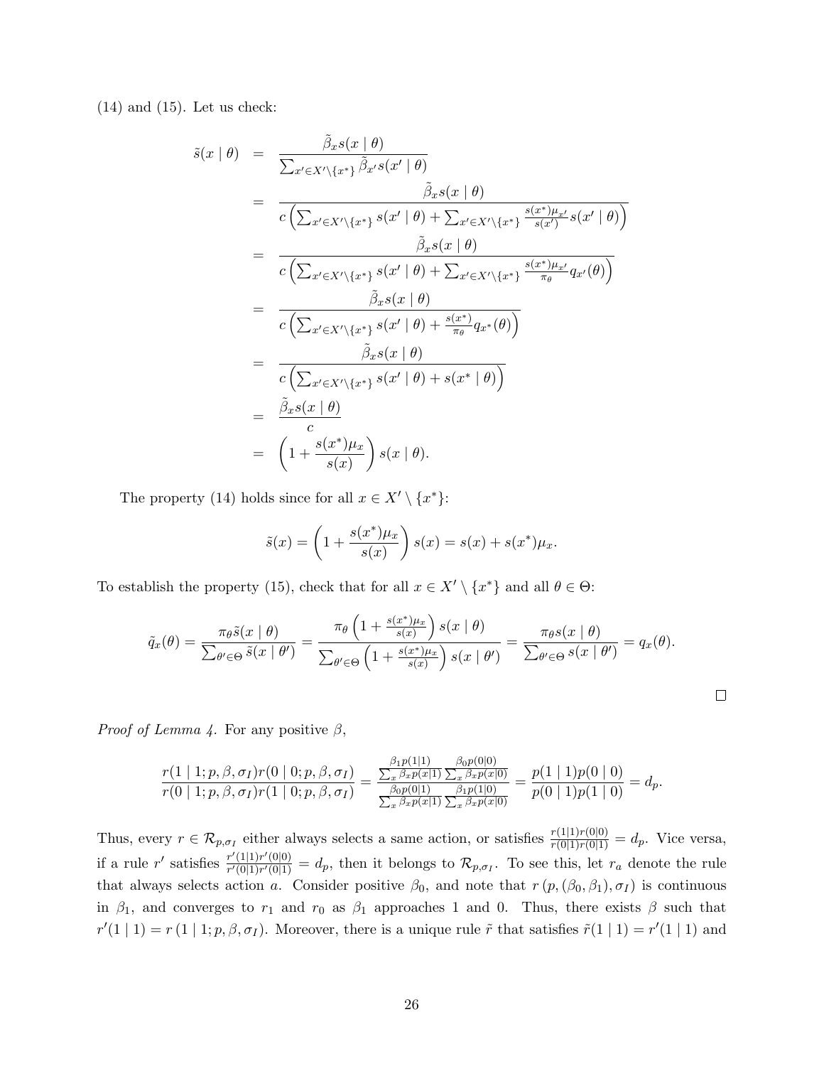(14) and (15). Let us check:

$$
\begin{aligned}
\tilde{s}(x \mid \theta) &= \frac{\tilde{\beta}_x s(x \mid \theta)}{\sum_{x' \in X' \setminus \{x^*\}} \tilde{\beta}_{x'} s(x' \mid \theta)} \\
&= \frac{\tilde{\beta}_x s(x \mid \theta)}{c\left(\sum_{x' \in X' \setminus \{x^*\}} s(x' \mid \theta) + \sum_{x' \in X' \setminus \{x^*\}} \frac{s(x^*)\mu_{x'}}{s(x')} s(x' \mid \theta)\right)} \\
&= \frac{\tilde{\beta}_x s(x \mid \theta)}{c\left(\sum_{x' \in X' \setminus \{x^*\}} s(x' \mid \theta) + \sum_{x' \in X' \setminus \{x^*\}} \frac{s(x^*)\mu_{x'}}{\pi_\theta} q_{x'}(\theta)\right)} \\
&= \frac{\tilde{\beta}_x s(x \mid \theta)}{c\left(\sum_{x' \in X' \setminus \{x^*\}} s(x' \mid \theta) + \frac{s(x^*)}{\pi_\theta} q_{x^*}(\theta)\right)} \\
&= \frac{\tilde{\beta}_x s(x \mid \theta)}{c\left(\sum_{x' \in X' \setminus \{x^*\}} s(x' \mid \theta) + s(x^* \mid \theta)\right)} \\
&= \frac{\tilde{\beta}_x s(x \mid \theta)}{c} \\
&= \left(1 + \frac{s(x^*)\mu_x}{s(x)}\right) s(x \mid \theta).
\end{aligned}
$$

The property (14) holds since for all $x \in X' \setminus \{x^*\}$:

$$
\tilde{s}(x) = \left(1 + \frac{s(x^*)\mu_x}{s(x)}\right) s(x) = s(x) + s(x^*)\mu_x.
$$

To establish the property (15), check that for all $x \in X' \setminus \{x^*\}$ and all $\theta \in \Theta$:

$$
\tilde{q}_x(\theta) = \frac{\pi_\theta \tilde{s}(x \mid \theta)}{\sum_{\theta' \in \Theta} \tilde{s}(x \mid \theta')} = \frac{\pi_\theta \left(1 + \frac{s(x^*)\mu_x}{s(x)}\right) s(x \mid \theta)}{\sum_{\theta' \in \Theta} \left(1 + \frac{s(x^*)\mu_x}{s(x)}\right) s(x \mid \theta')} = \frac{\pi_\theta s(x \mid \theta)}{\sum_{\theta' \in \Theta} s(x \mid \theta')} = q_x(\theta).
$$

$\square$

*Proof of Lemma 4.* For any positive $\beta$,

$$
\frac{r(1 \mid 1; p, \beta, \sigma_I) r(0 \mid 0; p, \beta, \sigma_I)}{r(0 \mid 1; p, \beta, \sigma_I) r(1 \mid 0; p, \beta, \sigma_I)} = \frac{\frac{\beta_1 p(1|1)}{\sum_x \beta_x p(x|1)} \frac{\beta_0 p(0|0)}{\sum_x \beta_x p(x|0)}}{\frac{\beta_0 p(0|1)}{\sum_x \beta_x p(x|1)} \frac{\beta_1 p(1|0)}{\sum_x \beta_x p(x|0)}} = \frac{p(1 \mid 1) p(0 \mid 0)}{p(0 \mid 1) p(1 \mid 0)} = d_p.
$$

Thus, every $r \in \mathcal{R}_{p,\sigma_I}$ either always selects a same action, or satisfies $\frac{r(1|1)r(0|0)}{r(0|1)r(0|1)} = d_p$. Vice versa, if a rule $r'$ satisfies $\frac{r'(1|1)r'(0|0)}{r'(0|1)r'(0|1)} = d_p$, then it belongs to $\mathcal{R}_{p,\sigma_I}$. To see this, let $r_a$ denote the rule that always selects action $a$. Consider positive $\beta_0$, and note that $r\left(p, (\beta_0, \beta_1), \sigma_I\right)$ is continuous in $\beta_1$, and converges to $r_1$ and $r_0$ as $\beta_1$ approaches 1 and 0. Thus, there exists $\beta$ such that $r'(1 \mid 1) = r\left(1 \mid 1; p, \beta, \sigma_I\right)$. Moreover, there is a unique rule $\tilde{r}$ that satisfies $\tilde{r}(1 \mid 1) = r'(1 \mid 1)$ and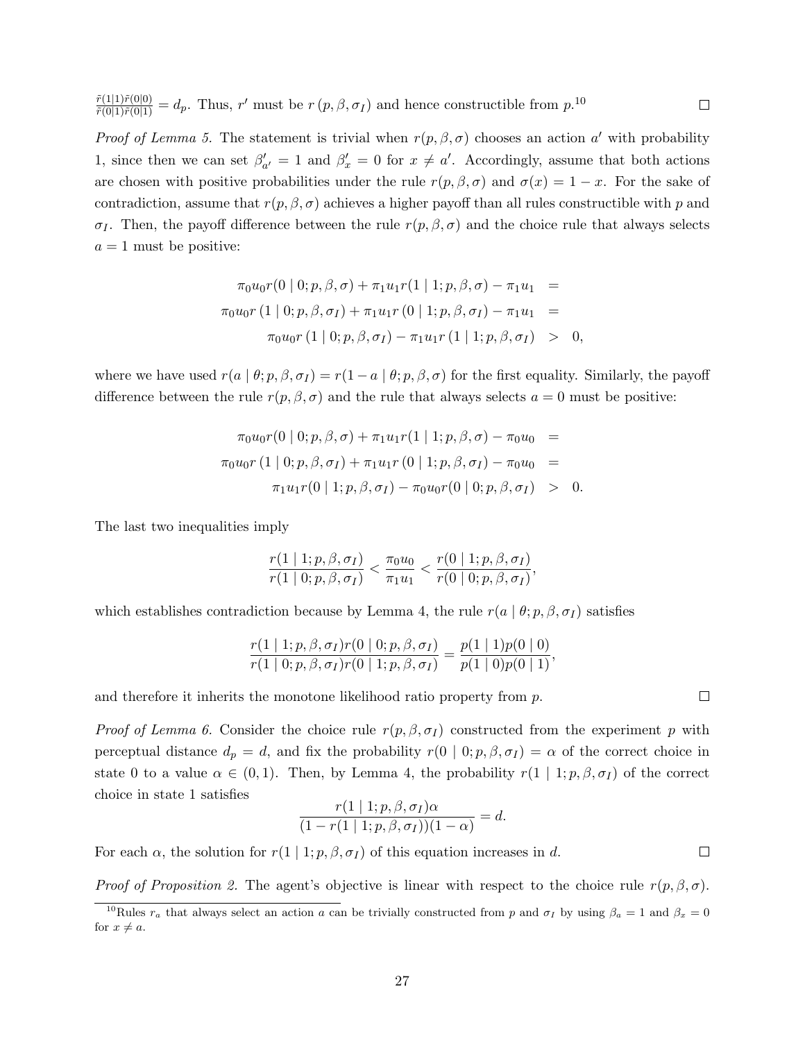$\frac{\tilde{r}(1|1)\tilde{r}(0|0)}{\tilde{r}(0|1)\tilde{r}(0|1)} = d_p$. Thus, $r'$ must be $r(p, \beta, \sigma_I)$ and hence constructible from $p$.[10] □

*Proof of Lemma 5.* The statement is trivial when $r(p, \beta, \sigma)$ chooses an action $a'$ with probability 1, since then we can set $\beta'_{a'} = 1$ and $\beta'_x = 0$ for $x \neq a'$. Accordingly, assume that both actions are chosen with positive probabilities under the rule $r(p, \beta, \sigma)$ and $\sigma(x) = 1 - x$. For the sake of contradiction, assume that $r(p, \beta, \sigma)$ achieves a higher payoff than all rules constructible with $p$ and $\sigma_I$. Then, the payoff difference between the rule $r(p, \beta, \sigma)$ and the choice rule that always selects $a = 1$ must be positive:

$$
\begin{aligned}
\pi_0 u_0 r(0 \mid 0; p, \beta, \sigma) + \pi_1 u_1 r(1 \mid 1; p, \beta, \sigma) - \pi_1 u_1 &= \\
\pi_0 u_0 r(1 \mid 0; p, \beta, \sigma_I) + \pi_1 u_1 r(0 \mid 1; p, \beta, \sigma_I) - \pi_1 u_1 &= \\
\pi_0 u_0 r(1 \mid 0; p, \beta, \sigma_I) - \pi_1 u_1 r(1 \mid 1; p, \beta, \sigma_I) &> 0,
\end{aligned}
$$

where we have used $r(a \mid \theta; p, \beta, \sigma_I) = r(1 - a \mid \theta; p, \beta, \sigma)$ for the first equality. Similarly, the payoff difference between the rule $r(p, \beta, \sigma)$ and the rule that always selects $a = 0$ must be positive:

$$
\begin{aligned}
\pi_0 u_0 r(0 \mid 0; p, \beta, \sigma) + \pi_1 u_1 r(1 \mid 1; p, \beta, \sigma) - \pi_0 u_0 &= \\
\pi_0 u_0 r(1 \mid 0; p, \beta, \sigma_I) + \pi_1 u_1 r(0 \mid 1; p, \beta, \sigma_I) - \pi_0 u_0 &= \\
\pi_1 u_1 r(0 \mid 1; p, \beta, \sigma_I) - \pi_0 u_0 r(0 \mid 0; p, \beta, \sigma_I) &> 0.
\end{aligned}
$$

The last two inequalities imply

$$
\frac{r(1 \mid 1; p, \beta, \sigma_I)}{r(1 \mid 0; p, \beta, \sigma_I)} < \frac{\pi_0 u_0}{\pi_1 u_1} < \frac{r(0 \mid 1; p, \beta, \sigma_I)}{r(0 \mid 0; p, \beta, \sigma_I)},
$$

which establishes contradiction because by Lemma 4, the rule $r(a \mid \theta; p, \beta, \sigma_I)$ satisfies

$$
\frac{r(1 \mid 1; p, \beta, \sigma_I) r(0 \mid 0; p, \beta, \sigma_I)}{r(1 \mid 0; p, \beta, \sigma_I) r(0 \mid 1; p, \beta, \sigma_I)} = \frac{p(1 \mid 1) p(0 \mid 0)}{p(1 \mid 0) p(0 \mid 1)},
$$

and therefore it inherits the monotone likelihood ratio property from $p$. □

*Proof of Lemma 6.* Consider the choice rule $r(p, \beta, \sigma_I)$ constructed from the experiment $p$ with perceptual distance $d_p = d$, and fix the probability $r(0 \mid 0; p, \beta, \sigma_I) = \alpha$ of the correct choice in state 0 to a value $\alpha \in (0, 1)$. Then, by Lemma 4, the probability $r(1 \mid 1; p, \beta, \sigma_I)$ of the correct choice in state 1 satisfies

$$
\frac{r(1 \mid 1; p, \beta, \sigma_I) \alpha}{(1 - r(1 \mid 1; p, \beta, \sigma_I))(1 - \alpha)} = d.
$$

For each $\alpha$, the solution for $r(1 \mid 1; p, \beta, \sigma_I)$ of this equation increases in $d$. □

*Proof of Proposition 2.* The agent's objective is linear with respect to the choice rule $r(p, \beta, \sigma)$.

[10] Rules $r_a$ that always select an action $a$ can be trivially constructed from $p$ and $\sigma_I$ by using $\beta_a = 1$ and $\beta_x = 0$ for $x \neq a$.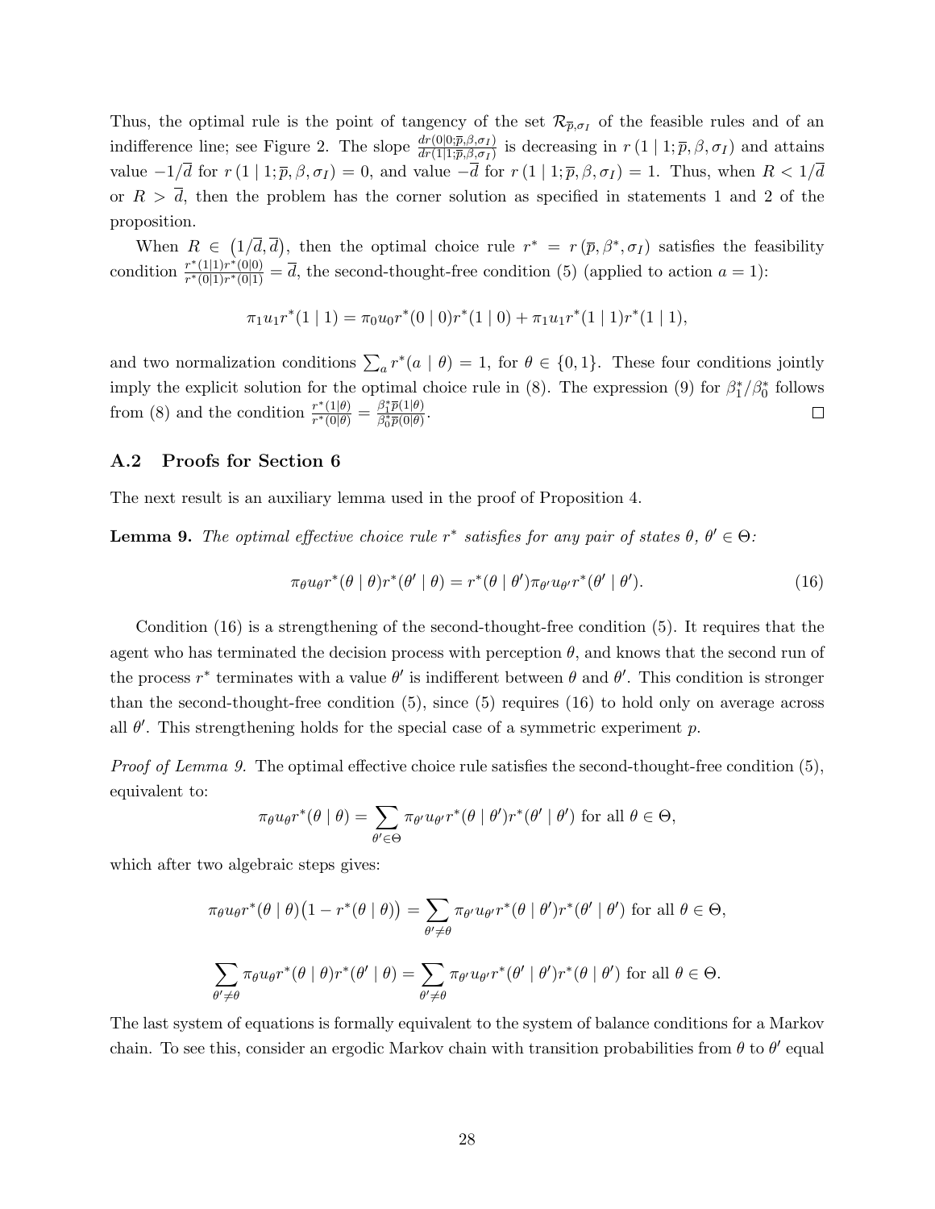Thus, the optimal rule is the point of tangency of the set $\mathcal{R}_{\overline{p},\sigma_I}$ of the feasible rules and of an indifference line; see Figure 2. The slope $\frac{dr(0|0;\overline{p},\beta,\sigma_I)}{dr(1|1;\overline{p},\beta,\sigma_I)}$ is decreasing in $r(1 \mid 1; \overline{p}, \beta, \sigma_I)$ and attains value $-1/\overline{d}$ for $r(1 \mid 1; \overline{p}, \beta, \sigma_I) = 0$, and value $-\overline{d}$ for $r(1 \mid 1; \overline{p}, \beta, \sigma_I) = 1$. Thus, when $R < 1/\overline{d}$ or $R > \overline{d}$, then the problem has the corner solution as specified in statements 1 and 2 of the proposition.

When $R \in (1/\overline{d}, \overline{d})$, then the optimal choice rule $r^* = r(\overline{p}, \beta^*, \sigma_I)$ satisfies the feasibility condition $\frac{r^*(1|1)r^*(0|0)}{r^*(0|1)r^*(0|1)} = \overline{d}$, the second-thought-free condition (5) (applied to action $a = 1$):

$$\pi_1 u_1 r^*(1 \mid 1) = \pi_0 u_0 r^*(0 \mid 0) r^*(1 \mid 0) + \pi_1 u_1 r^*(1 \mid 1) r^*(1 \mid 1),$$

and two normalization conditions $\sum_a r^*(a \mid \theta) = 1$, for $\theta \in \{0, 1\}$. These four conditions jointly imply the explicit solution for the optimal choice rule in (8). The expression (9) for $\beta_1^*/\beta_0^*$ follows from (8) and the condition $\frac{r^*(1|\theta)}{r^*(0|\theta)} = \frac{\beta_1^* \overline{p}(1|\theta)}{\beta_0^* \overline{p}(0|\theta)}$. □

## A.2 Proofs for Section 6

The next result is an auxiliary lemma used in the proof of Proposition 4.

**Lemma 9.** *The optimal effective choice rule $r^*$ satisfies for any pair of states $\theta$, $\theta' \in \Theta$:*

$$\pi_\theta u_\theta r^*(\theta \mid \theta) r^*(\theta' \mid \theta) = r^*(\theta \mid \theta') \pi_{\theta'} u_{\theta'} r^*(\theta' \mid \theta'). \tag{16}$$

Condition (16) is a strengthening of the second-thought-free condition (5). It requires that the agent who has terminated the decision process with perception $\theta$, and knows that the second run of the process $r^*$ terminates with a value $\theta'$ is indifferent between $\theta$ and $\theta'$. This condition is stronger than the second-thought-free condition (5), since (5) requires (16) to hold only on average across all $\theta'$. This strengthening holds for the special case of a symmetric experiment $p$.

*Proof of Lemma 9.* The optimal effective choice rule satisfies the second-thought-free condition (5), equivalent to:

$$\pi_\theta u_\theta r^*(\theta \mid \theta) = \sum_{\theta' \in \Theta} \pi_{\theta'} u_{\theta'} r^*(\theta \mid \theta') r^*(\theta' \mid \theta') \text{ for all } \theta \in \Theta,$$

which after two algebraic steps gives:

$$\pi_\theta u_\theta r^*(\theta \mid \theta)\big(1 - r^*(\theta \mid \theta)\big) = \sum_{\theta' \neq \theta} \pi_{\theta'} u_{\theta'} r^*(\theta \mid \theta') r^*(\theta' \mid \theta') \text{ for all } \theta \in \Theta,$$

$$\sum_{\theta' \neq \theta} \pi_\theta u_\theta r^*(\theta \mid \theta) r^*(\theta' \mid \theta) = \sum_{\theta' \neq \theta} \pi_{\theta'} u_{\theta'} r^*(\theta' \mid \theta') r^*(\theta \mid \theta') \text{ for all } \theta \in \Theta.$$

The last system of equations is formally equivalent to the system of balance conditions for a Markov chain. To see this, consider an ergodic Markov chain with transition probabilities from $\theta$ to $\theta'$ equal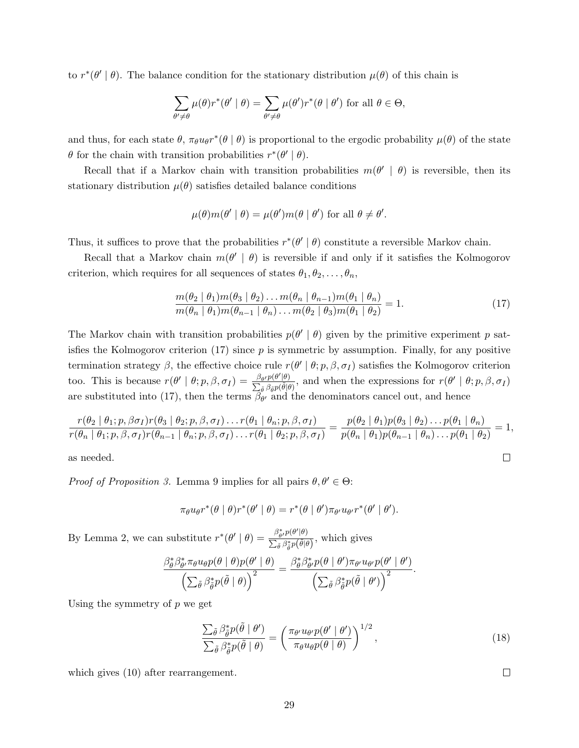to $r^*(\theta' \mid \theta)$. The balance condition for the stationary distribution $\mu(\theta)$ of this chain is

$$\sum_{\theta' \neq \theta} \mu(\theta) r^*(\theta' \mid \theta) = \sum_{\theta' \neq \theta} \mu(\theta') r^*(\theta \mid \theta') \text{ for all } \theta \in \Theta,$$

and thus, for each state $\theta$, $\pi_\theta u_\theta r^*(\theta \mid \theta)$ is proportional to the ergodic probability $\mu(\theta)$ of the state $\theta$ for the chain with transition probabilities $r^*(\theta' \mid \theta)$.

Recall that if a Markov chain with transition probabilities $m(\theta' \mid \theta)$ is reversible, then its stationary distribution $\mu(\theta)$ satisfies detailed balance conditions

$$\mu(\theta) m(\theta' \mid \theta) = \mu(\theta') m(\theta \mid \theta') \text{ for all } \theta \neq \theta'.$$

Thus, it suffices to prove that the probabilities $r^*(\theta' \mid \theta)$ constitute a reversible Markov chain.

Recall that a Markov chain $m(\theta' \mid \theta)$ is reversible if and only if it satisfies the Kolmogorov criterion, which requires for all sequences of states $\theta_1, \theta_2, \ldots, \theta_n$,

$$\frac{m(\theta_2 \mid \theta_1) m(\theta_3 \mid \theta_2) \ldots m(\theta_n \mid \theta_{n-1}) m(\theta_1 \mid \theta_n)}{m(\theta_n \mid \theta_1) m(\theta_{n-1} \mid \theta_n) \ldots m(\theta_2 \mid \theta_3) m(\theta_1 \mid \theta_2)} = 1. \tag{17}$$

The Markov chain with transition probabilities $p(\theta' \mid \theta)$ given by the primitive experiment $p$ satisfies the Kolmogorov criterion (17) since $p$ is symmetric by assumption. Finally, for any positive termination strategy $\beta$, the effective choice rule $r(\theta' \mid \theta; p, \beta, \sigma_I)$ satisfies the Kolmogorov criterion too. This is because $r(\theta' \mid \theta; p, \beta, \sigma_I) = \frac{\beta_{\theta'} p(\theta' \mid \theta)}{\sum_{\tilde{\theta}} \beta_{\tilde{\theta}} p(\tilde{\theta} \mid \theta)}$, and when the expressions for $r(\theta' \mid \theta; p, \beta, \sigma_I)$ are substituted into (17), then the terms $\beta_{\theta'}$ and the denominators cancel out, and hence

$$\frac{r(\theta_2 \mid \theta_1; p, \beta \sigma_I) r(\theta_3 \mid \theta_2; p, \beta, \sigma_I) \ldots r(\theta_1 \mid \theta_n; p, \beta, \sigma_I)}{r(\theta_n \mid \theta_1; p, \beta, \sigma_I) r(\theta_{n-1} \mid \theta_n; p, \beta, \sigma_I) \ldots r(\theta_1 \mid \theta_2; p, \beta, \sigma_I)} = \frac{p(\theta_2 \mid \theta_1) p(\theta_3 \mid \theta_2) \ldots p(\theta_1 \mid \theta_n)}{p(\theta_n \mid \theta_1) p(\theta_{n-1} \mid \theta_n) \ldots p(\theta_1 \mid \theta_2)} = 1,$$

as needed. □

*Proof of Proposition 3.* Lemma 9 implies for all pairs $\theta, \theta' \in \Theta$:

$$\pi_\theta u_\theta r^*(\theta \mid \theta) r^*(\theta' \mid \theta) = r^*(\theta \mid \theta') \pi_{\theta'} u_{\theta'} r^*(\theta' \mid \theta').$$

By Lemma 2, we can substitute $r^*(\theta' \mid \theta) = \frac{\beta^*_{\theta'} p(\theta' \mid \theta)}{\sum_{\tilde{\theta}} \beta^*_{\tilde{\theta}} p(\tilde{\theta} \mid \theta)}$, which gives

$$\frac{\beta^*_\theta \beta^*_{\theta'} \pi_\theta u_\theta p(\theta \mid \theta) p(\theta' \mid \theta)}{\left(\sum_{\tilde{\theta}} \beta^*_{\tilde{\theta}} p(\tilde{\theta} \mid \theta)\right)^2} = \frac{\beta^*_\theta \beta^*_{\theta'} p(\theta \mid \theta') \pi_{\theta'} u_{\theta'} p(\theta' \mid \theta')}{\left(\sum_{\tilde{\theta}} \beta^*_{\tilde{\theta}} p(\tilde{\theta} \mid \theta')\right)^2}.$$

Using the symmetry of $p$ we get

$$\frac{\sum_{\tilde{\theta}} \beta^*_{\tilde{\theta}} p(\tilde{\theta} \mid \theta')}{\sum_{\tilde{\theta}} \beta^*_{\tilde{\theta}} p(\tilde{\theta} \mid \theta)} = \left(\frac{\pi_{\theta'} u_{\theta'} p(\theta' \mid \theta')}{\pi_\theta u_\theta p(\theta \mid \theta)}\right)^{1/2}, \tag{18}$$

which gives (10) after rearrangement. □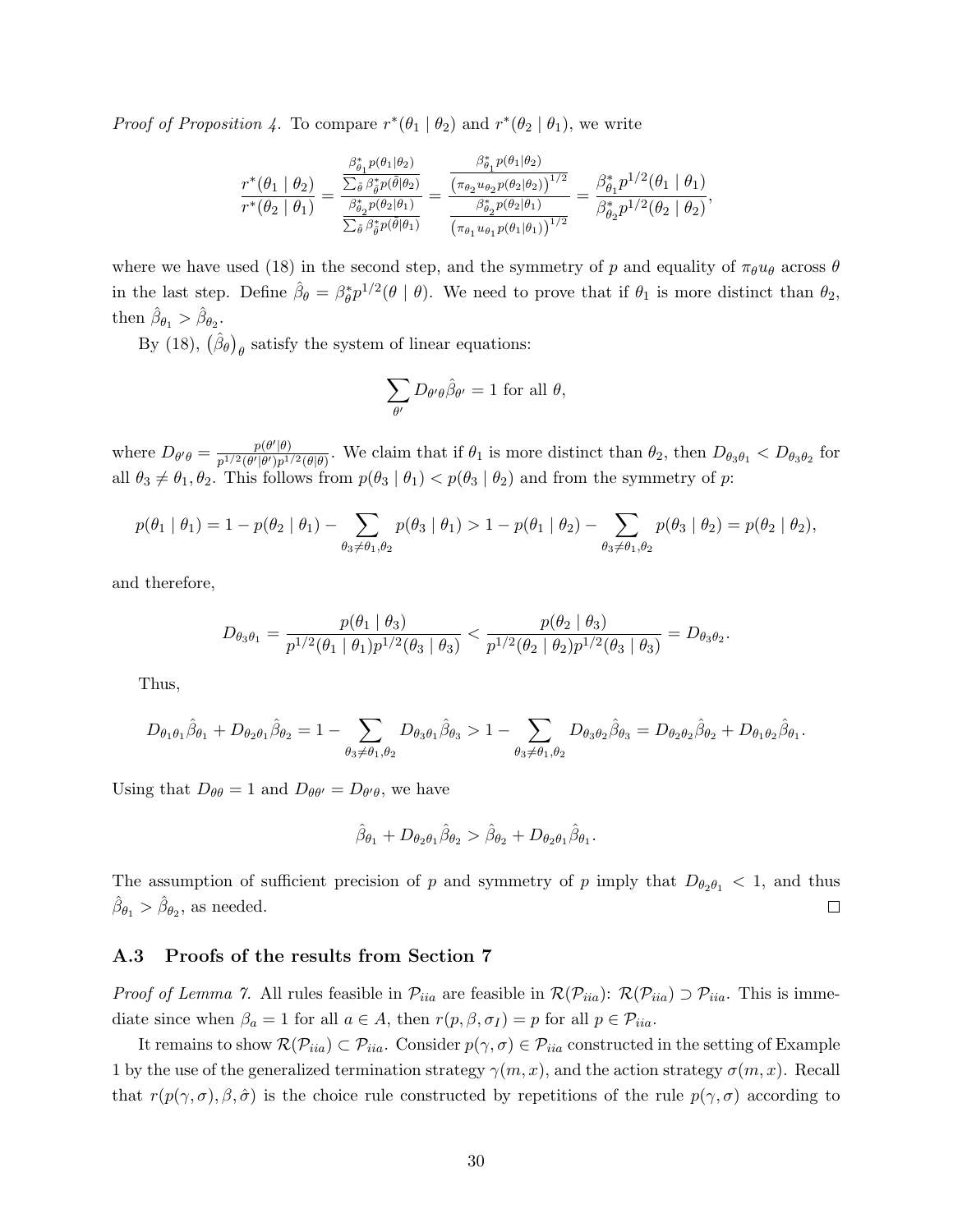*Proof of Proposition 4.* To compare $r^*(\theta_1 \mid \theta_2)$ and $r^*(\theta_2 \mid \theta_1)$, we write

$$\frac{r^*(\theta_1 \mid \theta_2)}{r^*(\theta_2 \mid \theta_1)} = \frac{\frac{\beta^*_{\theta_1} p(\theta_1|\theta_2)}{\sum_{\tilde{\theta}} \beta^*_{\tilde{\theta}} p(\tilde{\theta}|\theta_2)}}{\frac{\beta^*_{\theta_2} p(\theta_2|\theta_1)}{\sum_{\tilde{\theta}} \beta^*_{\tilde{\theta}} p(\tilde{\theta}|\theta_1)}} = \frac{\frac{\beta^*_{\theta_1} p(\theta_1|\theta_2)}{\left(\pi_{\theta_2} u_{\theta_2} p(\theta_2|\theta_2)\right)^{1/2}}}{\frac{\beta^*_{\theta_2} p(\theta_2|\theta_1)}{\left(\pi_{\theta_1} u_{\theta_1} p(\theta_1|\theta_1)\right)^{1/2}}} = \frac{\beta^*_{\theta_1} p^{1/2}(\theta_1 \mid \theta_1)}{\beta^*_{\theta_2} p^{1/2}(\theta_2 \mid \theta_2)},$$

where we have used (18) in the second step, and the symmetry of $p$ and equality of $\pi_\theta u_\theta$ across $\theta$ in the last step. Define $\hat{\beta}_\theta = \beta^*_\theta p^{1/2}(\theta \mid \theta)$. We need to prove that if $\theta_1$ is more distinct than $\theta_2$, then $\hat{\beta}_{\theta_1} > \hat{\beta}_{\theta_2}$.

By (18), $\left(\hat{\beta}_\theta\right)_\theta$ satisfy the system of linear equations:

$$\sum_{\theta'} D_{\theta'\theta} \hat{\beta}_{\theta'} = 1 \text{ for all } \theta,$$

where $D_{\theta'\theta} = \frac{p(\theta'|\theta)}{p^{1/2}(\theta'|\theta') p^{1/2}(\theta|\theta)}$. We claim that if $\theta_1$ is more distinct than $\theta_2$, then $D_{\theta_3\theta_1} < D_{\theta_3\theta_2}$ for all $\theta_3 \neq \theta_1, \theta_2$. This follows from $p(\theta_3 \mid \theta_1) < p(\theta_3 \mid \theta_2)$ and from the symmetry of $p$:

$$p(\theta_1 \mid \theta_1) = 1 - p(\theta_2 \mid \theta_1) - \sum_{\theta_3 \neq \theta_1, \theta_2} p(\theta_3 \mid \theta_1) > 1 - p(\theta_1 \mid \theta_2) - \sum_{\theta_3 \neq \theta_1, \theta_2} p(\theta_3 \mid \theta_2) = p(\theta_2 \mid \theta_2),$$

and therefore,

$$D_{\theta_3\theta_1} = \frac{p(\theta_1 \mid \theta_3)}{p^{1/2}(\theta_1 \mid \theta_1) p^{1/2}(\theta_3 \mid \theta_3)} < \frac{p(\theta_2 \mid \theta_3)}{p^{1/2}(\theta_2 \mid \theta_2) p^{1/2}(\theta_3 \mid \theta_3)} = D_{\theta_3\theta_2}.$$

Thus,

$$D_{\theta_1\theta_1} \hat{\beta}_{\theta_1} + D_{\theta_2\theta_1} \hat{\beta}_{\theta_2} = 1 - \sum_{\theta_3 \neq \theta_1, \theta_2} D_{\theta_3\theta_1} \hat{\beta}_{\theta_3} > 1 - \sum_{\theta_3 \neq \theta_1, \theta_2} D_{\theta_3\theta_2} \hat{\beta}_{\theta_3} = D_{\theta_2\theta_2} \hat{\beta}_{\theta_2} + D_{\theta_1\theta_2} \hat{\beta}_{\theta_1}.$$

Using that $D_{\theta\theta} = 1$ and $D_{\theta\theta'} = D_{\theta'\theta}$, we have

$$\hat{\beta}_{\theta_1} + D_{\theta_2\theta_1} \hat{\beta}_{\theta_2} > \hat{\beta}_{\theta_2} + D_{\theta_2\theta_1} \hat{\beta}_{\theta_1}.$$

The assumption of sufficient precision of $p$ and symmetry of $p$ imply that $D_{\theta_2\theta_1} < 1$, and thus $\hat{\beta}_{\theta_1} > \hat{\beta}_{\theta_2}$, as needed. □

### A.3 Proofs of the results from Section 7

*Proof of Lemma 7.* All rules feasible in $\mathcal{P}_{iia}$ are feasible in $\mathcal{R}(\mathcal{P}_{iia})$: $\mathcal{R}(\mathcal{P}_{iia}) \supset \mathcal{P}_{iia}$. This is immediate since when $\beta_a = 1$ for all $a \in A$, then $r(p, \beta, \sigma_I) = p$ for all $p \in \mathcal{P}_{iia}$.

It remains to show $\mathcal{R}(\mathcal{P}_{iia}) \subset \mathcal{P}_{iia}$. Consider $p(\gamma, \sigma) \in \mathcal{P}_{iia}$ constructed in the setting of Example 1 by the use of the generalized termination strategy $\gamma(m, x)$, and the action strategy $\sigma(m, x)$. Recall that $r(p(\gamma, \sigma), \beta, \hat{\sigma})$ is the choice rule constructed by repetitions of the rule $p(\gamma, \sigma)$ according to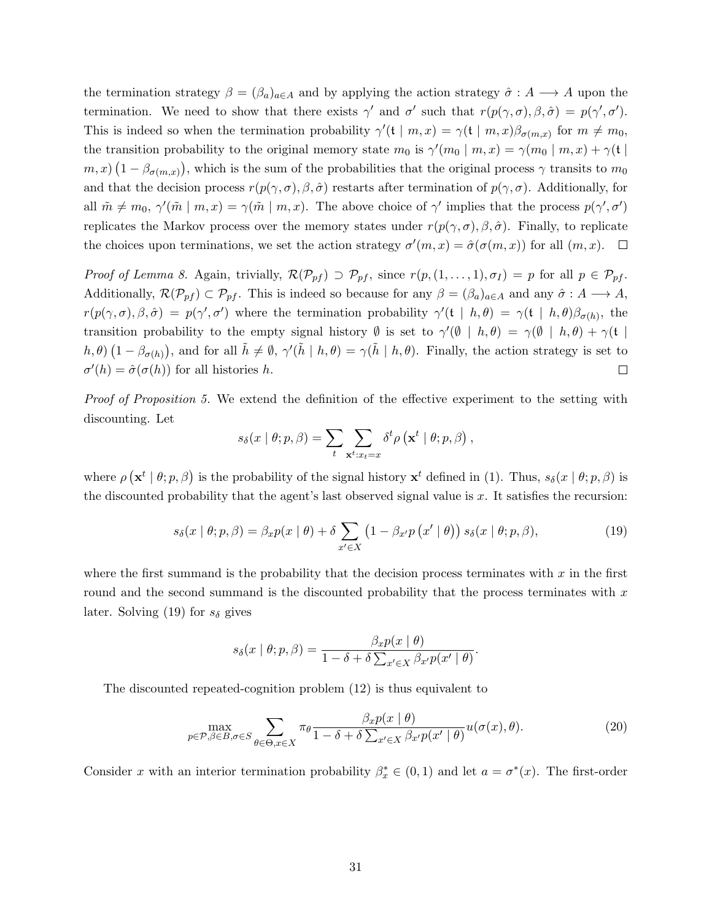the termination strategy $\beta = (\beta_a)_{a \in A}$ and by applying the action strategy $\hat{\sigma} : A \longrightarrow A$ upon the termination. We need to show that there exists $\gamma'$ and $\sigma'$ such that $r(p(\gamma, \sigma), \beta, \hat{\sigma}) = p(\gamma', \sigma')$. This is indeed so when the termination probability $\gamma'(\mathtt{t} \mid m, x) = \gamma(\mathtt{t} \mid m, x)\beta_{\sigma(m,x)}$ for $m \neq m_0$, the transition probability to the original memory state $m_0$ is $\gamma'(m_0 \mid m, x) = \gamma(m_0 \mid m, x) + \gamma(\mathtt{t} \mid m, x)\left(1 - \beta_{\sigma(m,x)}\right)$, which is the sum of the probabilities that the original process $\gamma$ transits to $m_0$ and that the decision process $r(p(\gamma, \sigma), \beta, \hat{\sigma})$ restarts after termination of $p(\gamma, \sigma)$. Additionally, for all $\tilde{m} \neq m_0$, $\gamma'(\tilde{m} \mid m, x) = \gamma(\tilde{m} \mid m, x)$. The above choice of $\gamma'$ implies that the process $p(\gamma', \sigma')$ replicates the Markov process over the memory states under $r(p(\gamma, \sigma), \beta, \hat{\sigma})$. Finally, to replicate the choices upon terminations, we set the action strategy $\sigma'(m, x) = \hat{\sigma}(\sigma(m, x))$ for all $(m, x)$. $\square$

*Proof of Lemma 8.* Again, trivially, $\mathcal{R}(\mathcal{P}_{pf}) \supset \mathcal{P}_{pf}$, since $r(p, (1, \ldots, 1), \sigma_I) = p$ for all $p \in \mathcal{P}_{pf}$. Additionally, $\mathcal{R}(\mathcal{P}_{pf}) \subset \mathcal{P}_{pf}$. This is indeed so because for any $\beta = (\beta_a)_{a \in A}$ and any $\hat{\sigma} : A \longrightarrow A$, $r(p(\gamma, \sigma), \beta, \hat{\sigma}) = p(\gamma', \sigma')$ where the termination probability $\gamma'(\mathtt{t} \mid h, \theta) = \gamma(\mathtt{t} \mid h, \theta)\beta_{\sigma(h)}$, the transition probability to the empty signal history $\emptyset$ is set to $\gamma'(\emptyset \mid h, \theta) = \gamma(\emptyset \mid h, \theta) + \gamma(\mathtt{t} \mid h, \theta)\left(1 - \beta_{\sigma(h)}\right)$, and for all $\tilde{h} \neq \emptyset$, $\gamma'(\tilde{h} \mid h, \theta) = \gamma(\tilde{h} \mid h, \theta)$. Finally, the action strategy is set to $\sigma'(h) = \hat{\sigma}(\sigma(h))$ for all histories $h$. $\square$

*Proof of Proposition 5.* We extend the definition of the effective experiment to the setting with discounting. Let

$$s_\delta(x \mid \theta; p, \beta) = \sum_t \sum_{\mathbf{x}^t : x_t = x} \delta^t \rho\left(\mathbf{x}^t \mid \theta; p, \beta\right),$$

where $\rho\left(\mathbf{x}^t \mid \theta; p, \beta\right)$ is the probability of the signal history $\mathbf{x}^t$ defined in (1). Thus, $s_\delta(x \mid \theta; p, \beta)$ is the discounted probability that the agent's last observed signal value is $x$. It satisfies the recursion:

$$s_\delta(x \mid \theta; p, \beta) = \beta_x p(x \mid \theta) + \delta \sum_{x' \in X} \left(1 - \beta_{x'} p\left(x' \mid \theta\right)\right) s_\delta(x \mid \theta; p, \beta), \tag{19}$$

where the first summand is the probability that the decision process terminates with $x$ in the first round and the second summand is the discounted probability that the process terminates with $x$ later. Solving (19) for $s_\delta$ gives

$$s_\delta(x \mid \theta; p, \beta) = \frac{\beta_x p(x \mid \theta)}{1 - \delta + \delta \sum_{x' \in X} \beta_{x'} p(x' \mid \theta)}.$$

The discounted repeated-cognition problem (12) is thus equivalent to

$$\max_{p \in \mathcal{P}, \beta \in B, \sigma \in S} \sum_{\theta \in \Theta, x \in X} \pi_\theta \frac{\beta_x p(x \mid \theta)}{1 - \delta + \delta \sum_{x' \in X} \beta_{x'} p(x' \mid \theta)} u(\sigma(x), \theta). \tag{20}$$

Consider $x$ with an interior termination probability $\beta_x^* \in (0, 1)$ and let $a = \sigma^*(x)$. The first-order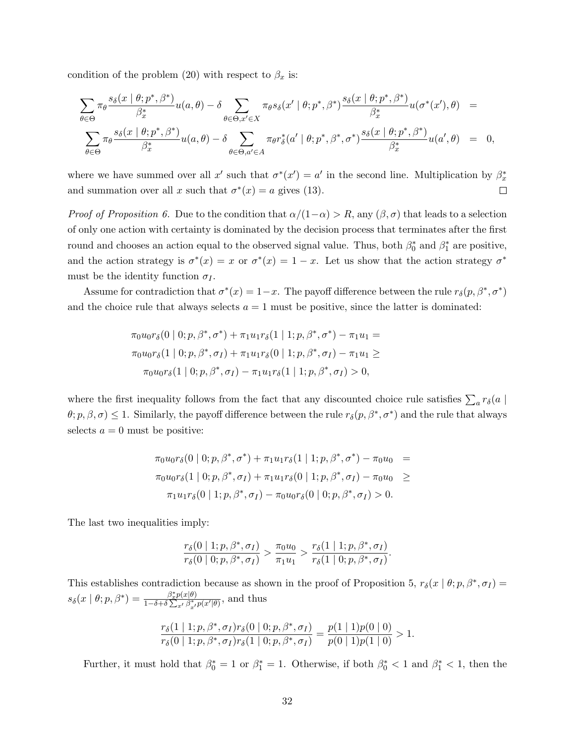condition of the problem (20) with respect to $\beta_x$ is:

$$
\begin{aligned}
\sum_{\theta\in\Theta} \pi_\theta \frac{s_\delta(x \mid \theta; p^*, \beta^*)}{\beta_x^*} u(a,\theta) - \delta \sum_{\theta\in\Theta, x'\in X} \pi_\theta s_\delta(x' \mid \theta; p^*, \beta^*) \frac{s_\delta(x \mid \theta; p^*, \beta^*)}{\beta_x^*} u(\sigma^*(x'),\theta) &= \\
\sum_{\theta\in\Theta} \pi_\theta \frac{s_\delta(x \mid \theta; p^*, \beta^*)}{\beta_x^*} u(a,\theta) - \delta \sum_{\theta\in\Theta, a'\in A} \pi_\theta r_\delta^*(a' \mid \theta; p^*, \beta^*, \sigma^*) \frac{s_\delta(x \mid \theta; p^*, \beta^*)}{\beta_x^*} u(a',\theta) &= 0,
\end{aligned}
$$

where we have summed over all $x'$ such that $\sigma^*(x') = a'$ in the second line. Multiplication by $\beta_x^*$ and summation over all $x$ such that $\sigma^*(x) = a$ gives (13). □

*Proof of Proposition 6.* Due to the condition that $\alpha/(1-\alpha) > R$, any $(\beta, \sigma)$ that leads to a selection of only one action with certainty is dominated by the decision process that terminates after the first round and chooses an action equal to the observed signal value. Thus, both $\beta_0^*$ and $\beta_1^*$ are positive, and the action strategy is $\sigma^*(x) = x$ or $\sigma^*(x) = 1 - x$. Let us show that the action strategy $\sigma^*$ must be the identity function $\sigma_I$.

Assume for contradiction that $\sigma^*(x) = 1-x$. The payoff difference between the rule $r_\delta(p, \beta^*, \sigma^*)$ and the choice rule that always selects $a = 1$ must be positive, since the latter is dominated:

$$
\begin{aligned}
&\pi_0 u_0 r_\delta(0 \mid 0; p, \beta^*, \sigma^*) + \pi_1 u_1 r_\delta(1 \mid 1; p, \beta^*, \sigma^*) - \pi_1 u_1 = \\
&\pi_0 u_0 r_\delta(1 \mid 0; p, \beta^*, \sigma_I) + \pi_1 u_1 r_\delta(0 \mid 1; p, \beta^*, \sigma_I) - \pi_1 u_1 \geq \\
&\quad \pi_0 u_0 r_\delta(1 \mid 0; p, \beta^*, \sigma_I) - \pi_1 u_1 r_\delta(1 \mid 1; p, \beta^*, \sigma_I) > 0,
\end{aligned}
$$

where the first inequality follows from the fact that any discounted choice rule satisfies $\sum_a r_\delta(a \mid \theta; p, \beta, \sigma) \leq 1$. Similarly, the payoff difference between the rule $r_\delta(p, \beta^*, \sigma^*)$ and the rule that always selects $a = 0$ must be positive:

$$
\begin{aligned}
\pi_0 u_0 r_\delta(0 \mid 0; p, \beta^*, \sigma^*) + \pi_1 u_1 r_\delta(1 \mid 1; p, \beta^*, \sigma^*) - \pi_0 u_0 &= \\
\pi_0 u_0 r_\delta(1 \mid 0; p, \beta^*, \sigma_I) + \pi_1 u_1 r_\delta(0 \mid 1; p, \beta^*, \sigma_I) - \pi_0 u_0 &\geq \\
\pi_1 u_1 r_\delta(0 \mid 1; p, \beta^*, \sigma_I) - \pi_0 u_0 r_\delta(0 \mid 0; p, \beta^*, \sigma_I) &> 0.
\end{aligned}
$$

The last two inequalities imply:

$$
\frac{r_\delta(0 \mid 1; p, \beta^*, \sigma_I)}{r_\delta(0 \mid 0; p, \beta^*, \sigma_I)} > \frac{\pi_0 u_0}{\pi_1 u_1} > \frac{r_\delta(1 \mid 1; p, \beta^*, \sigma_I)}{r_\delta(1 \mid 0; p, \beta^*, \sigma_I)}.
$$

This establishes contradiction because as shown in the proof of Proposition 5, $r_\delta(x \mid \theta; p, \beta^*, \sigma_I) = s_\delta(x \mid \theta; p, \beta^*) = \frac{\beta_x^* p(x|\theta)}{1-\delta+\delta\sum_{x'} \beta_{x'}^* p(x'|\theta)}$, and thus

$$
\frac{r_\delta(1 \mid 1; p, \beta^*, \sigma_I) r_\delta(0 \mid 0; p, \beta^*, \sigma_I)}{r_\delta(0 \mid 1; p, \beta^*, \sigma_I) r_\delta(1 \mid 0; p, \beta^*, \sigma_I)} = \frac{p(1 \mid 1)p(0 \mid 0)}{p(0 \mid 1)p(1 \mid 0)} > 1.
$$

Further, it must hold that $\beta_0^* = 1$ or $\beta_1^* = 1$. Otherwise, if both $\beta_0^* < 1$ and $\beta_1^* < 1$, then the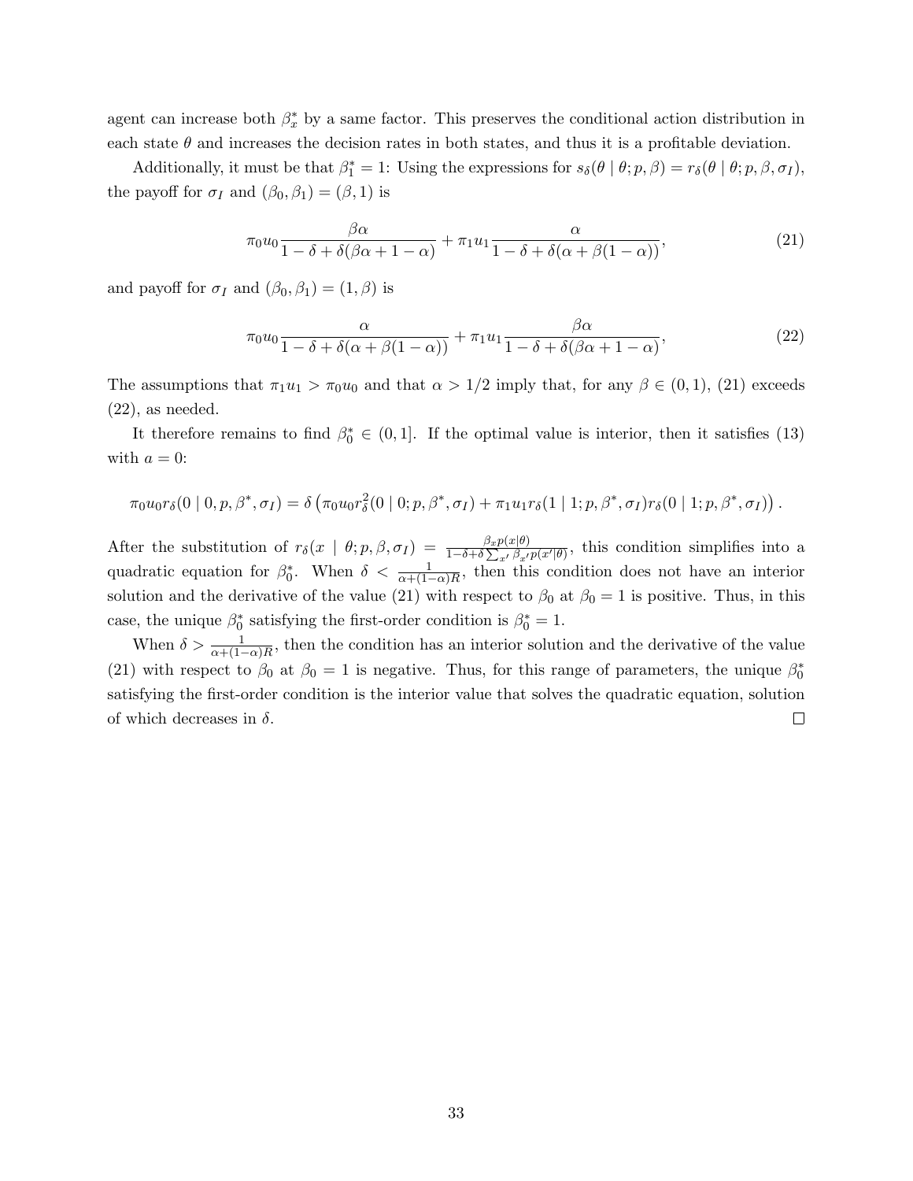agent can increase both $\beta_x^*$ by a same factor. This preserves the conditional action distribution in each state $\theta$ and increases the decision rates in both states, and thus it is a profitable deviation.

Additionally, it must be that $\beta_1^* = 1$: Using the expressions for $s_\delta(\theta \mid \theta; p, \beta) = r_\delta(\theta \mid \theta; p, \beta, \sigma_I)$, the payoff for $\sigma_I$ and $(\beta_0, \beta_1) = (\beta, 1)$ is

$$\pi_0 u_0 \frac{\beta\alpha}{1 - \delta + \delta(\beta\alpha + 1 - \alpha)} + \pi_1 u_1 \frac{\alpha}{1 - \delta + \delta(\alpha + \beta(1 - \alpha))}, \tag{21}$$

and payoff for $\sigma_I$ and $(\beta_0, \beta_1) = (1, \beta)$ is

$$\pi_0 u_0 \frac{\alpha}{1 - \delta + \delta(\alpha + \beta(1 - \alpha))} + \pi_1 u_1 \frac{\beta\alpha}{1 - \delta + \delta(\beta\alpha + 1 - \alpha)}, \tag{22}$$

The assumptions that $\pi_1 u_1 > \pi_0 u_0$ and that $\alpha > 1/2$ imply that, for any $\beta \in (0, 1)$, (21) exceeds (22), as needed.

It therefore remains to find $\beta_0^* \in (0, 1]$. If the optimal value is interior, then it satisfies (13) with $a = 0$:

$$\pi_0 u_0 r_\delta(0 \mid 0, p, \beta^*, \sigma_I) = \delta \left( \pi_0 u_0 r_\delta^2(0 \mid 0; p, \beta^*, \sigma_I) + \pi_1 u_1 r_\delta(1 \mid 1; p, \beta^*, \sigma_I) r_\delta(0 \mid 1; p, \beta^*, \sigma_I) \right).$$

After the substitution of $r_\delta(x \mid \theta; p, \beta, \sigma_I) = \frac{\beta_x p(x|\theta)}{1 - \delta + \delta \sum_{x'} \beta_{x'} p(x'|\theta)}$, this condition simplifies into a quadratic equation for $\beta_0^*$. When $\delta < \frac{1}{\alpha + (1-\alpha)R}$, then this condition does not have an interior solution and the derivative of the value (21) with respect to $\beta_0$ at $\beta_0 = 1$ is positive. Thus, in this case, the unique $\beta_0^*$ satisfying the first-order condition is $\beta_0^* = 1$.

When $\delta > \frac{1}{\alpha + (1-\alpha)R}$, then the condition has an interior solution and the derivative of the value (21) with respect to $\beta_0$ at $\beta_0 = 1$ is negative. Thus, for this range of parameters, the unique $\beta_0^*$ satisfying the first-order condition is the interior value that solves the quadratic equation, solution of which decreases in $\delta$. □